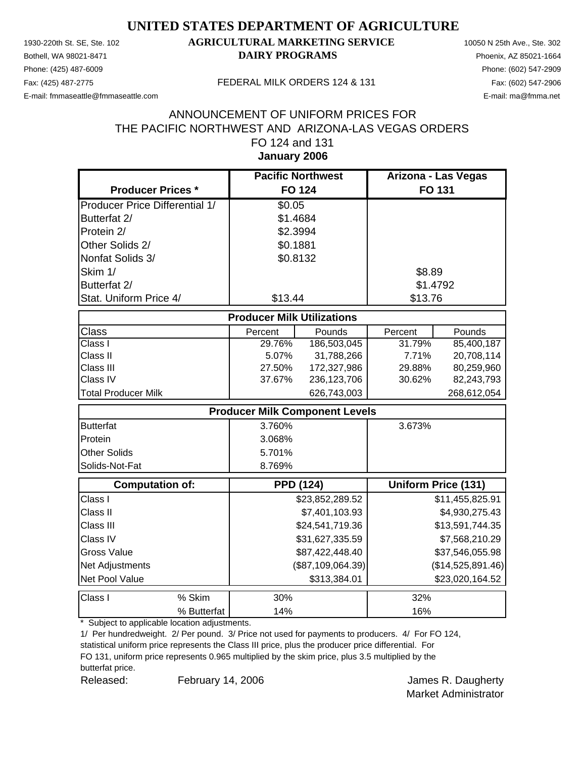# UNITED STATES DEPARTMENT OF AGRICULTURE

1930-220th St. SE, Ste. 102
Bothell, WA 98021-8471
Phone: (425) 487-6009
Fax: (425) 487-2775
E-mail: fmmaseattle@fmmaseattle.com

**AGRICULTURAL MARKETING SERVICE**
**DAIRY PROGRAMS**

FEDERAL MILK ORDERS 124 & 131

10050 N 25th Ave., Ste. 302
Phoenix, AZ 85021-1664
Phone: (602) 547-2909
Fax: (602) 547-2906
E-mail: ma@fmma.net

## ANNOUNCEMENT OF UNIFORM PRICES FOR THE PACIFIC NORTHWEST AND ARIZONA-LAS VEGAS ORDERS FO 124 and 131

**January 2006**

| Producer Prices * | Pacific Northwest FO 124 | | Arizona - Las Vegas FO 131 | |
|---|---|---|---|---|
| Producer Price Differential 1/ | $0.05 | | | |
| Butterfat 2/ | $1.4684 | | | |
| Protein 2/ | $2.3994 | | | |
| Other Solids 2/ | $0.1881 | | | |
| Nonfat Solids 3/ | $0.8132 | | | |
| Skim 1/ | | | $8.89 | |
| Butterfat 2/ | | | $1.4792 | |
| Stat. Uniform Price 4/ | $13.44 | | $13.76 | |
| **Producer Milk Utilizations** | | | | |
| Class | Percent | Pounds | Percent | Pounds |
| Class I | 29.76% | 186,503,045 | 31.79% | 85,400,187 |
| Class II | 5.07% | 31,788,266 | 7.71% | 20,708,114 |
| Class III | 27.50% | 172,327,986 | 29.88% | 80,259,960 |
| Class IV | 37.67% | 236,123,706 | 30.62% | 82,243,793 |
| Total Producer Milk | | 626,743,003 | | 268,612,054 |
| **Producer Milk Component Levels** | | | | |
| Butterfat | 3.760% | | 3.673% | |
| Protein | 3.068% | | | |
| Other Solids | 5.701% | | | |
| Solids-Not-Fat | 8.769% | | | |
| **Computation of:** | **PPD (124)** | | **Uniform Price (131)** | |
| Class I | | $23,852,289.52 | | $11,455,825.91 |
| Class II | | $7,401,103.93 | | $4,930,275.43 |
| Class III | | $24,541,719.36 | | $13,591,744.35 |
| Class IV | | $31,627,335.59 | | $7,568,210.29 |
| Gross Value | | $87,422,448.40 | | $37,546,055.98 |
| Net Adjustments | | ($87,109,064.39) | | ($14,525,891.46) |
| Net Pool Value | | $313,384.01 | | $23,020,164.52 |
| Class I % Skim | 30% | | 32% | |
| Class I % Butterfat | 14% | | 16% | |

\* Subject to applicable location adjustments.

1/ Per hundredweight. 2/ Per pound. 3/ Price not used for payments to producers. 4/ For FO 124, statistical uniform price represents the Class III price, plus the producer price differential. For FO 131, uniform price represents 0.965 multiplied by the skim price, plus 3.5 multiplied by the butterfat price.

Released: February 14, 2006

James R. Daugherty
Market Administrator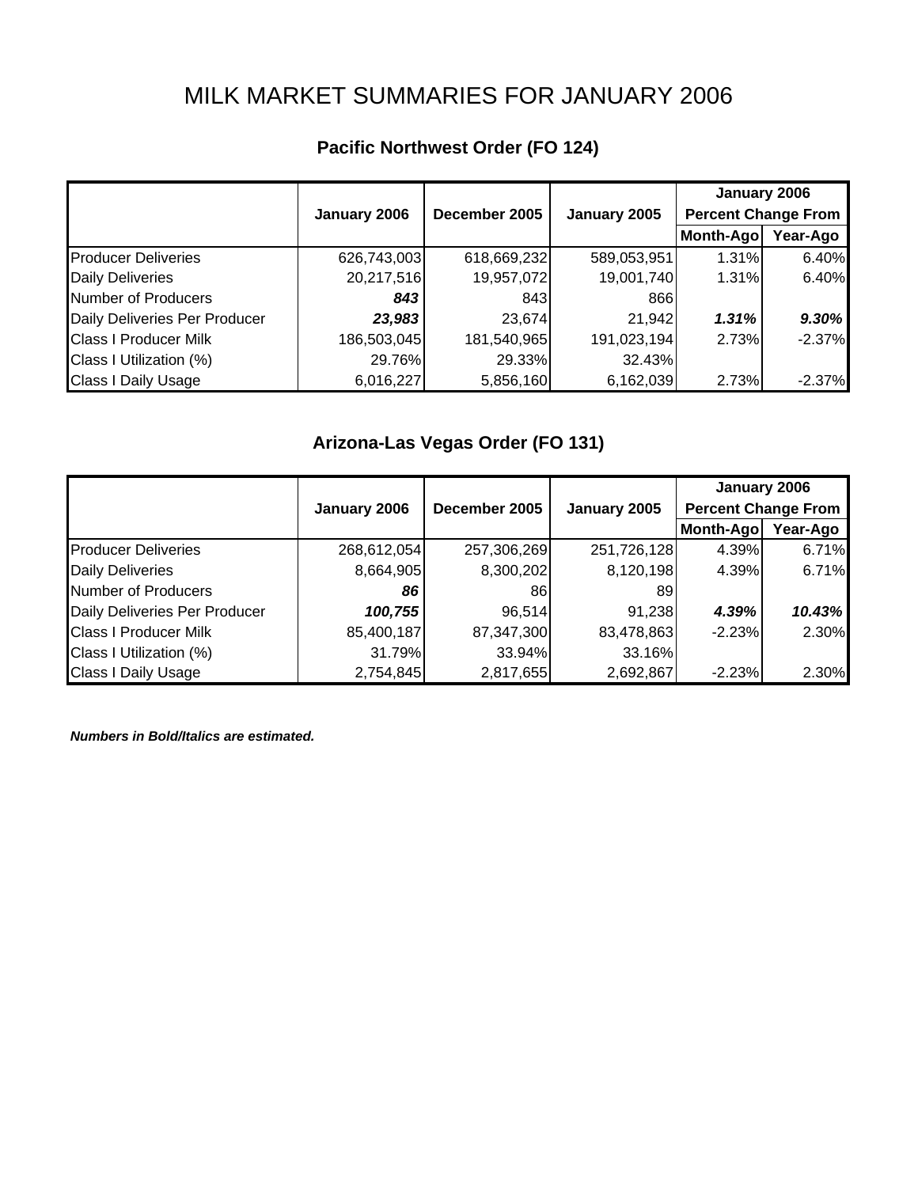# MILK MARKET SUMMARIES FOR JANUARY 2006

## Pacific Northwest Order (FO 124)

| | January 2006 | December 2005 | January 2005 | January 2006 Percent Change From | |
|---|---|---|---|---|---|
| | | | | Month-Ago | Year-Ago |
| Producer Deliveries | 626,743,003 | 618,669,232 | 589,053,951 | 1.31% | 6.40% |
| Daily Deliveries | 20,217,516 | 19,957,072 | 19,001,740 | 1.31% | 6.40% |
| Number of Producers | ***843*** | 843 | 866 | | |
| Daily Deliveries Per Producer | ***23,983*** | 23,674 | 21,942 | ***1.31%*** | ***9.30%*** |
| Class I Producer Milk | 186,503,045 | 181,540,965 | 191,023,194 | 2.73% | -2.37% |
| Class I Utilization (%) | 29.76% | 29.33% | 32.43% | | |
| Class I Daily Usage | 6,016,227 | 5,856,160 | 6,162,039 | 2.73% | -2.37% |

## Arizona-Las Vegas Order (FO 131)

| | January 2006 | December 2005 | January 2005 | January 2006 Percent Change From | |
|---|---|---|---|---|---|
| | | | | Month-Ago | Year-Ago |
| Producer Deliveries | 268,612,054 | 257,306,269 | 251,726,128 | 4.39% | 6.71% |
| Daily Deliveries | 8,664,905 | 8,300,202 | 8,120,198 | 4.39% | 6.71% |
| Number of Producers | ***86*** | 86 | 89 | | |
| Daily Deliveries Per Producer | ***100,755*** | 96,514 | 91,238 | ***4.39%*** | ***10.43%*** |
| Class I Producer Milk | 85,400,187 | 87,347,300 | 83,478,863 | -2.23% | 2.30% |
| Class I Utilization (%) | 31.79% | 33.94% | 33.16% | | |
| Class I Daily Usage | 2,754,845 | 2,817,655 | 2,692,867 | -2.23% | 2.30% |

***Numbers in Bold/Italics are estimated.***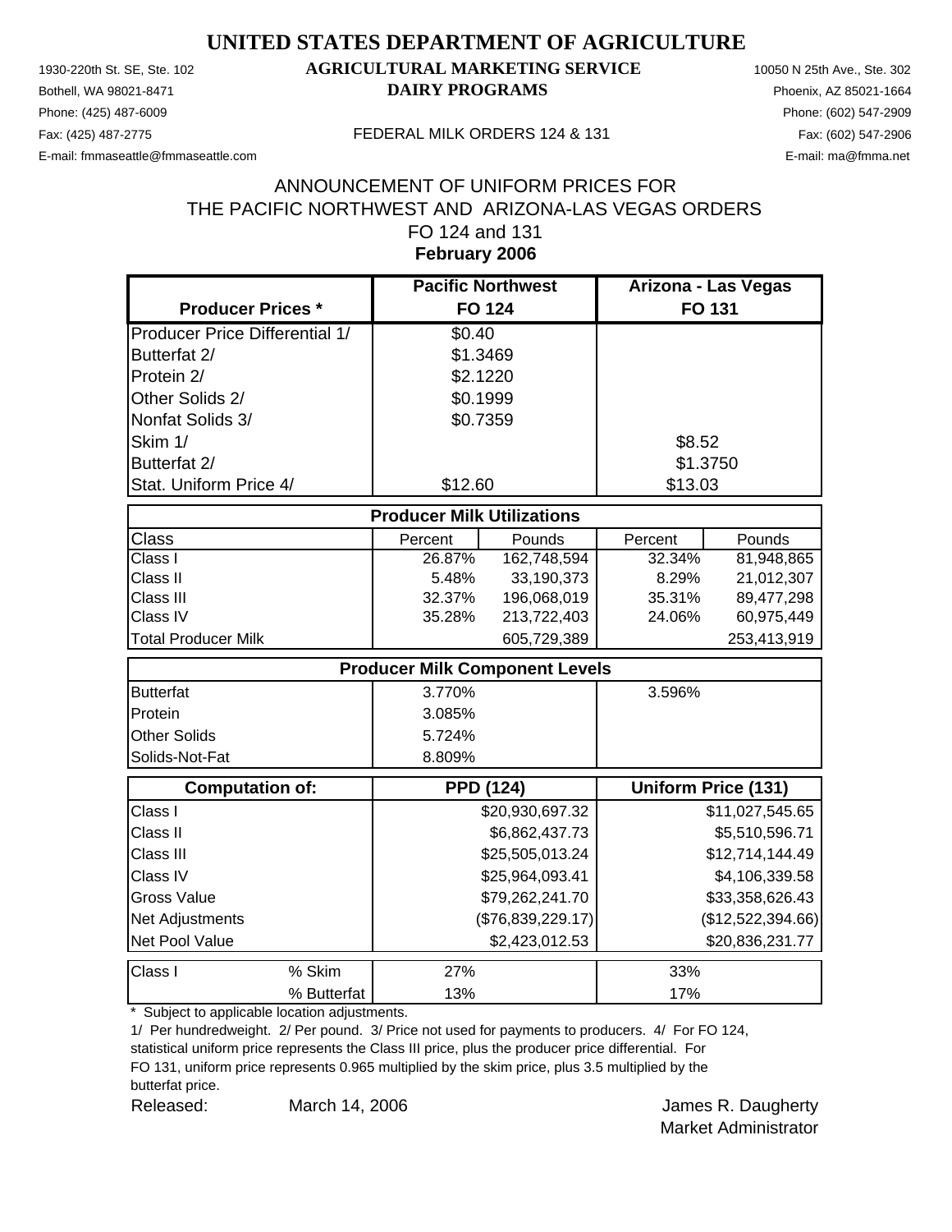# UNITED STATES DEPARTMENT OF AGRICULTURE

## AGRICULTURAL MARKETING SERVICE
## DAIRY PROGRAMS

1930-220th St. SE, Ste. 102
Bothell, WA 98021-8471
Phone: (425) 487-6009
Fax: (425) 487-2775
E-mail: fmmaseattle@fmmaseattle.com

10050 N 25th Ave., Ste. 302
Phoenix, AZ 85021-1664
Phone: (602) 547-2909
Fax: (602) 547-2906
E-mail: ma@fmma.net

FEDERAL MILK ORDERS 124 & 131

ANNOUNCEMENT OF UNIFORM PRICES FOR
THE PACIFIC NORTHWEST AND ARIZONA-LAS VEGAS ORDERS
FO 124 and 131
**February 2006**

| Producer Prices * | Pacific Northwest FO 124 | Arizona - Las Vegas FO 131 |
|---|---|---|
| Producer Price Differential 1/ | $0.40 | |
| Butterfat 2/ | $1.3469 | |
| Protein 2/ | $2.1220 | |
| Other Solids 2/ | $0.1999 | |
| Nonfat Solids 3/ | $0.7359 | |
| Skim 1/ | | $8.52 |
| Butterfat 2/ | | $1.3750 |
| Stat. Uniform Price 4/ | $12.60 | $13.03 |

| Producer Milk Utilizations | | | | |
|---|---|---|---|---|
| Class | Percent | Pounds | Percent | Pounds |
| Class I | 26.87% | 162,748,594 | 32.34% | 81,948,865 |
| Class II | 5.48% | 33,190,373 | 8.29% | 21,012,307 |
| Class III | 32.37% | 196,068,019 | 35.31% | 89,477,298 |
| Class IV | 35.28% | 213,722,403 | 24.06% | 60,975,449 |
| Total Producer Milk | | 605,729,389 | | 253,413,919 |

| Producer Milk Component Levels | | |
|---|---|---|
| Butterfat | 3.770% | 3.596% |
| Protein | 3.085% | |
| Other Solids | 5.724% | |
| Solids-Not-Fat | 8.809% | |

| Computation of: | PPD (124) | Uniform Price (131) |
|---|---|---|
| Class I | $20,930,697.32 | $11,027,545.65 |
| Class II | $6,862,437.73 | $5,510,596.71 |
| Class III | $25,505,013.24 | $12,714,144.49 |
| Class IV | $25,964,093.41 | $4,106,339.58 |
| Gross Value | $79,262,241.70 | $33,358,626.43 |
| Net Adjustments | ($76,839,229.17) | ($12,522,394.66) |
| Net Pool Value | $2,423,012.53 | $20,836,231.77 |

| Class I | | FO 124 | FO 131 |
|---|---|---|---|
| | % Skim | 27% | 33% |
| | % Butterfat | 13% | 17% |

\* Subject to applicable location adjustments.

1/ Per hundredweight. 2/ Per pound. 3/ Price not used for payments to producers. 4/ For FO 124, statistical uniform price represents the Class III price, plus the producer price differential. For FO 131, uniform price represents 0.965 multiplied by the skim price, plus 3.5 multiplied by the butterfat price.

Released: March 14, 2006

James R. Daugherty
Market Administrator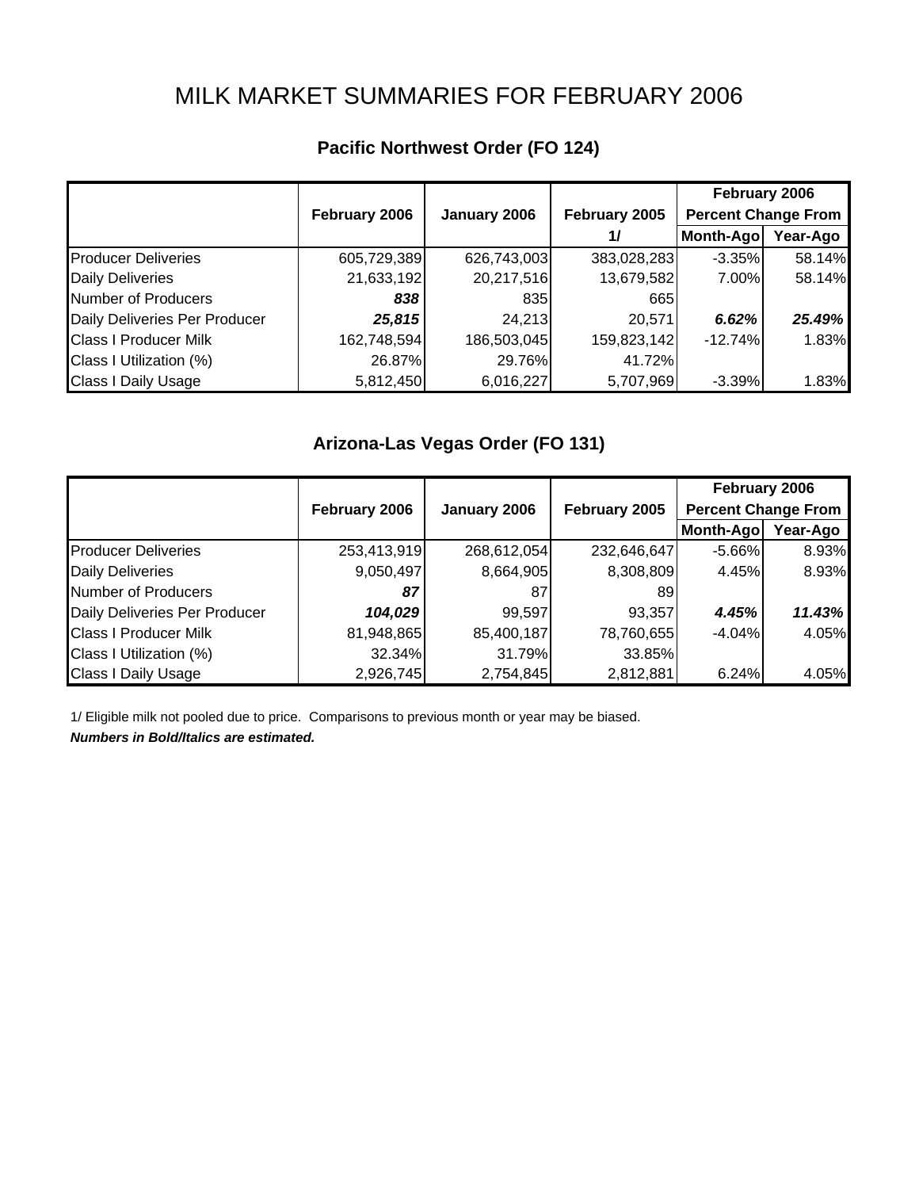# MILK MARKET SUMMARIES FOR FEBRUARY 2006

## Pacific Northwest Order (FO 124)

| | February 2006 | January 2006 | February 2005 1/ | February 2006 Percent Change From Month-Ago | Year-Ago |
|---|---|---|---|---|---|
| Producer Deliveries | 605,729,389 | 626,743,003 | 383,028,283 | -3.35% | 58.14% |
| Daily Deliveries | 21,633,192 | 20,217,516 | 13,679,582 | 7.00% | 58.14% |
| Number of Producers | ***838*** | 835 | 665 | | |
| Daily Deliveries Per Producer | ***25,815*** | 24,213 | 20,571 | ***6.62%*** | ***25.49%*** |
| Class I Producer Milk | 162,748,594 | 186,503,045 | 159,823,142 | -12.74% | 1.83% |
| Class I Utilization (%) | 26.87% | 29.76% | 41.72% | | |
| Class I Daily Usage | 5,812,450 | 6,016,227 | 5,707,969 | -3.39% | 1.83% |

## Arizona-Las Vegas Order (FO 131)

| | February 2006 | January 2006 | February 2005 | February 2006 Percent Change From Month-Ago | Year-Ago |
|---|---|---|---|---|---|
| Producer Deliveries | 253,413,919 | 268,612,054 | 232,646,647 | -5.66% | 8.93% |
| Daily Deliveries | 9,050,497 | 8,664,905 | 8,308,809 | 4.45% | 8.93% |
| Number of Producers | ***87*** | 87 | 89 | | |
| Daily Deliveries Per Producer | ***104,029*** | 99,597 | 93,357 | ***4.45%*** | ***11.43%*** |
| Class I Producer Milk | 81,948,865 | 85,400,187 | 78,760,655 | -4.04% | 4.05% |
| Class I Utilization (%) | 32.34% | 31.79% | 33.85% | | |
| Class I Daily Usage | 2,926,745 | 2,754,845 | 2,812,881 | 6.24% | 4.05% |

1/ Eligible milk not pooled due to price. Comparisons to previous month or year may be biased.

***Numbers in Bold/Italics are estimated.***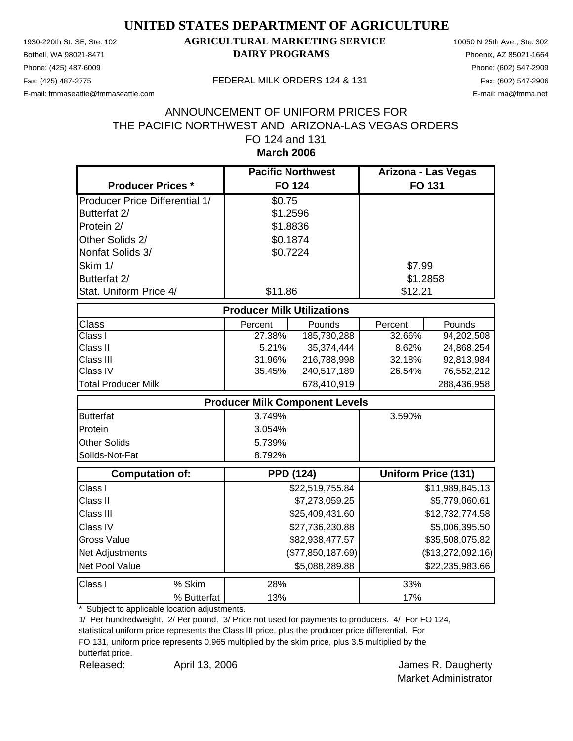# UNITED STATES DEPARTMENT OF AGRICULTURE

## AGRICULTURAL MARKETING SERVICE
## DAIRY PROGRAMS

1930-220th St. SE, Ste. 102
Bothell, WA 98021-8471
Phone: (425) 487-6009
Fax: (425) 487-2775
E-mail: fmmaseattle@fmmaseattle.com

10050 N 25th Ave., Ste. 302
Phoenix, AZ 85021-1664
Phone: (602) 547-2909
Fax: (602) 547-2906
E-mail: ma@fmma.net

FEDERAL MILK ORDERS 124 & 131

ANNOUNCEMENT OF UNIFORM PRICES FOR
THE PACIFIC NORTHWEST AND ARIZONA-LAS VEGAS ORDERS
FO 124 and 131
**March 2006**

| Producer Prices * | Pacific Northwest FO 124 | Arizona - Las Vegas FO 131 |
|---|---|---|
| Producer Price Differential 1/ | $0.75 | |
| Butterfat 2/ | $1.2596 | |
| Protein 2/ | $1.8836 | |
| Other Solids 2/ | $0.1874 | |
| Nonfat Solids 3/ | $0.7224 | |
| Skim 1/ | | $7.99 |
| Butterfat 2/ | | $1.2858 |
| Stat. Uniform Price 4/ | $11.86 | $12.21 |

**Producer Milk Utilizations**

| Class | Percent (124) | Pounds (124) | Percent (131) | Pounds (131) |
|---|---|---|---|---|
| Class I | 27.38% | 185,730,288 | 32.66% | 94,202,508 |
| Class II | 5.21% | 35,374,444 | 8.62% | 24,868,254 |
| Class III | 31.96% | 216,788,998 | 32.18% | 92,813,984 |
| Class IV | 35.45% | 240,517,189 | 26.54% | 76,552,212 |
| Total Producer Milk | | 678,410,919 | | 288,436,958 |

**Producer Milk Component Levels**

| Component | FO 124 | FO 131 |
|---|---|---|
| Butterfat | 3.749% | 3.590% |
| Protein | 3.054% | |
| Other Solids | 5.739% | |
| Solids-Not-Fat | 8.792% | |

| Computation of: | PPD (124) | Uniform Price (131) |
|---|---|---|
| Class I | $22,519,755.84 | $11,989,845.13 |
| Class II | $7,273,059.25 | $5,779,060.61 |
| Class III | $25,409,431.60 | $12,732,774.58 |
| Class IV | $27,736,230.88 | $5,006,395.50 |
| Gross Value | $82,938,477.57 | $35,508,075.82 |
| Net Adjustments | ($77,850,187.69) | ($13,272,092.16) |
| Net Pool Value | $5,088,289.88 | $22,235,983.66 |

| Class I | | FO 124 | FO 131 |
|---|---|---|---|
| | % Skim | 28% | 33% |
| | % Butterfat | 13% | 17% |

\* Subject to applicable location adjustments.

1/ Per hundredweight. 2/ Per pound. 3/ Price not used for payments to producers. 4/ For FO 124, statistical uniform price represents the Class III price, plus the producer price differential. For FO 131, uniform price represents 0.965 multiplied by the skim price, plus 3.5 multiplied by the butterfat price.

Released: April 13, 2006

James R. Daugherty
Market Administrator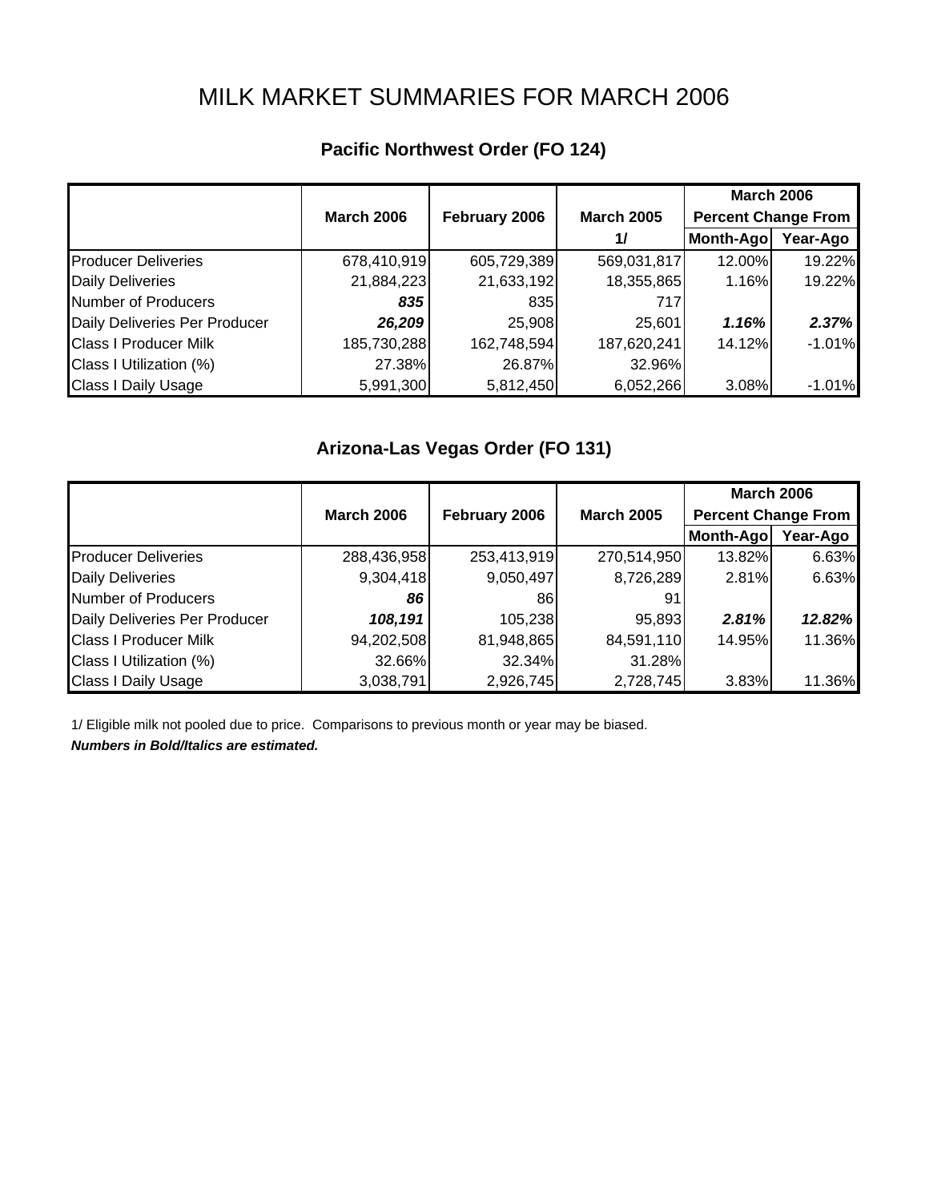# MILK MARKET SUMMARIES FOR MARCH 2006

## Pacific Northwest Order (FO 124)

| | March 2006 | February 2006 | March 2005 1/ | March 2006 Percent Change From Month-Ago | Year-Ago |
|---|---|---|---|---|---|
| Producer Deliveries | 678,410,919 | 605,729,389 | 569,031,817 | 12.00% | 19.22% |
| Daily Deliveries | 21,884,223 | 21,633,192 | 18,355,865 | 1.16% | 19.22% |
| Number of Producers | ***835*** | 835 | 717 | | |
| Daily Deliveries Per Producer | ***26,209*** | 25,908 | 25,601 | ***1.16%*** | ***2.37%*** |
| Class I Producer Milk | 185,730,288 | 162,748,594 | 187,620,241 | 14.12% | -1.01% |
| Class I Utilization (%) | 27.38% | 26.87% | 32.96% | | |
| Class I Daily Usage | 5,991,300 | 5,812,450 | 6,052,266 | 3.08% | -1.01% |

## Arizona-Las Vegas Order (FO 131)

| | March 2006 | February 2006 | March 2005 | March 2006 Percent Change From Month-Ago | Year-Ago |
|---|---|---|---|---|---|
| Producer Deliveries | 288,436,958 | 253,413,919 | 270,514,950 | 13.82% | 6.63% |
| Daily Deliveries | 9,304,418 | 9,050,497 | 8,726,289 | 2.81% | 6.63% |
| Number of Producers | ***86*** | 86 | 91 | | |
| Daily Deliveries Per Producer | ***108,191*** | 105,238 | 95,893 | ***2.81%*** | ***12.82%*** |
| Class I Producer Milk | 94,202,508 | 81,948,865 | 84,591,110 | 14.95% | 11.36% |
| Class I Utilization (%) | 32.66% | 32.34% | 31.28% | | |
| Class I Daily Usage | 3,038,791 | 2,926,745 | 2,728,745 | 3.83% | 11.36% |

1/ Eligible milk not pooled due to price. Comparisons to previous month or year may be biased.

***Numbers in Bold/Italics are estimated.***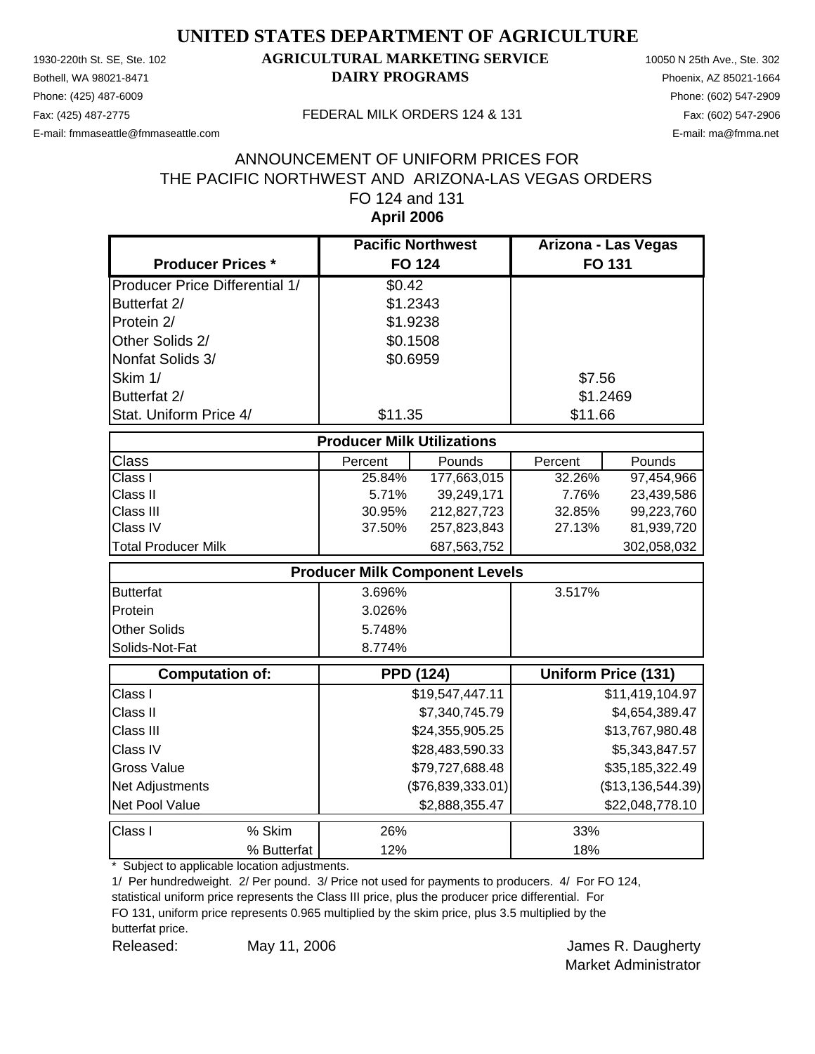# UNITED STATES DEPARTMENT OF AGRICULTURE

1930-220th St. SE, Ste. 102
Bothell, WA 98021-8471
Phone: (425) 487-6009
Fax: (425) 487-2775
E-mail: fmmaseattle@fmmaseattle.com

**AGRICULTURAL MARKETING SERVICE**
**DAIRY PROGRAMS**

FEDERAL MILK ORDERS 124 & 131

10050 N 25th Ave., Ste. 302
Phoenix, AZ 85021-1664
Phone: (602) 547-2909
Fax: (602) 547-2906
E-mail: ma@fmma.net

## ANNOUNCEMENT OF UNIFORM PRICES FOR THE PACIFIC NORTHWEST AND ARIZONA-LAS VEGAS ORDERS FO 124 and 131

**April 2006**

| **Producer Prices \*** | **Pacific Northwest FO 124** | **Arizona - Las Vegas FO 131** |
|---|---|---|
| Producer Price Differential 1/ | $0.42 | |
| Butterfat 2/ | $1.2343 | |
| Protein 2/ | $1.9238 | |
| Other Solids 2/ | $0.1508 | |
| Nonfat Solids 3/ | $0.6959 | |
| Skim 1/ | | $7.56 |
| Butterfat 2/ | | $1.2469 |
| Stat. Uniform Price 4/ | $11.35 | $11.66 |

| **Producer Milk Utilizations** | | | | |
|---|---|---|---|---|
| Class | Percent | Pounds | Percent | Pounds |
| Class I | 25.84% | 177,663,015 | 32.26% | 97,454,966 |
| Class II | 5.71% | 39,249,171 | 7.76% | 23,439,586 |
| Class III | 30.95% | 212,827,723 | 32.85% | 99,223,760 |
| Class IV | 37.50% | 257,823,843 | 27.13% | 81,939,720 |
| Total Producer Milk | | 687,563,752 | | 302,058,032 |

| **Producer Milk Component Levels** | | |
|---|---|---|
| Butterfat | 3.696% | 3.517% |
| Protein | 3.026% | |
| Other Solids | 5.748% | |
| Solids-Not-Fat | 8.774% | |

| **Computation of:** | **PPD (124)** | **Uniform Price (131)** |
|---|---|---|
| Class I | $19,547,447.11 | $11,419,104.97 |
| Class II | $7,340,745.79 | $4,654,389.47 |
| Class III | $24,355,905.25 | $13,767,980.48 |
| Class IV | $28,483,590.33 | $5,343,847.57 |
| Gross Value | $79,727,688.48 | $35,185,322.49 |
| Net Adjustments | ($76,839,333.01) | ($13,136,544.39) |
| Net Pool Value | $2,888,355.47 | $22,048,778.10 |

| Class I | | FO 124 | FO 131 |
|---|---|---|---|
| | % Skim | 26% | 33% |
| | % Butterfat | 12% | 18% |

\* Subject to applicable location adjustments.

1/ Per hundredweight. 2/ Per pound. 3/ Price not used for payments to producers. 4/ For FO 124, statistical uniform price represents the Class III price, plus the producer price differential. For FO 131, uniform price represents 0.965 multiplied by the skim price, plus 3.5 multiplied by the butterfat price.

Released: May 11, 2006

James R. Daugherty
Market Administrator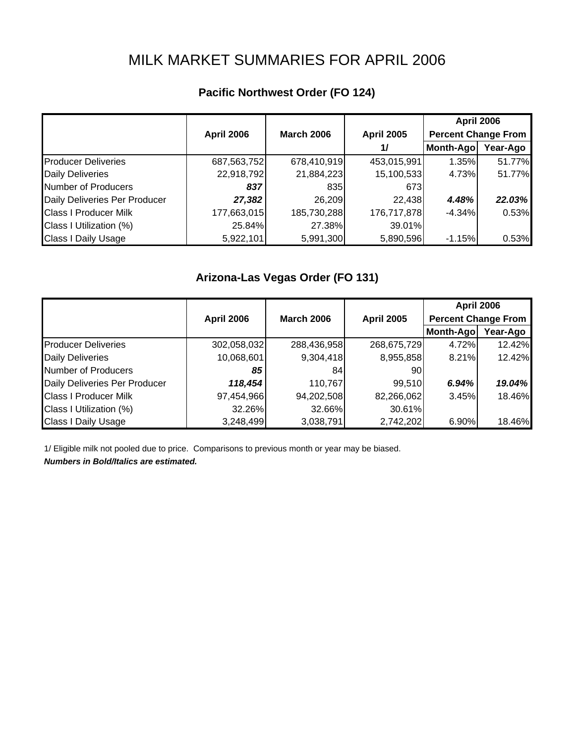# MILK MARKET SUMMARIES FOR APRIL 2006

## Pacific Northwest Order (FO 124)

| | April 2006 | March 2006 | April 2005 | April 2006 Percent Change From | |
|---|---|---|---|---|---|
| | | | 1/ | Month-Ago | Year-Ago |
| Producer Deliveries | 687,563,752 | 678,410,919 | 453,015,991 | 1.35% | 51.77% |
| Daily Deliveries | 22,918,792 | 21,884,223 | 15,100,533 | 4.73% | 51.77% |
| Number of Producers | ***837*** | 835 | 673 | | |
| Daily Deliveries Per Producer | ***27,382*** | 26,209 | 22,438 | ***4.48%*** | ***22.03%*** |
| Class I Producer Milk | 177,663,015 | 185,730,288 | 176,717,878 | -4.34% | 0.53% |
| Class I Utilization (%) | 25.84% | 27.38% | 39.01% | | |
| Class I Daily Usage | 5,922,101 | 5,991,300 | 5,890,596 | -1.15% | 0.53% |

## Arizona-Las Vegas Order (FO 131)

| | April 2006 | March 2006 | April 2005 | April 2006 Percent Change From | |
|---|---|---|---|---|---|
| | | | | Month-Ago | Year-Ago |
| Producer Deliveries | 302,058,032 | 288,436,958 | 268,675,729 | 4.72% | 12.42% |
| Daily Deliveries | 10,068,601 | 9,304,418 | 8,955,858 | 8.21% | 12.42% |
| Number of Producers | ***85*** | 84 | 90 | | |
| Daily Deliveries Per Producer | ***118,454*** | 110,767 | 99,510 | ***6.94%*** | ***19.04%*** |
| Class I Producer Milk | 97,454,966 | 94,202,508 | 82,266,062 | 3.45% | 18.46% |
| Class I Utilization (%) | 32.26% | 32.66% | 30.61% | | |
| Class I Daily Usage | 3,248,499 | 3,038,791 | 2,742,202 | 6.90% | 18.46% |

1/ Eligible milk not pooled due to price. Comparisons to previous month or year may be biased.

***Numbers in Bold/Italics are estimated.***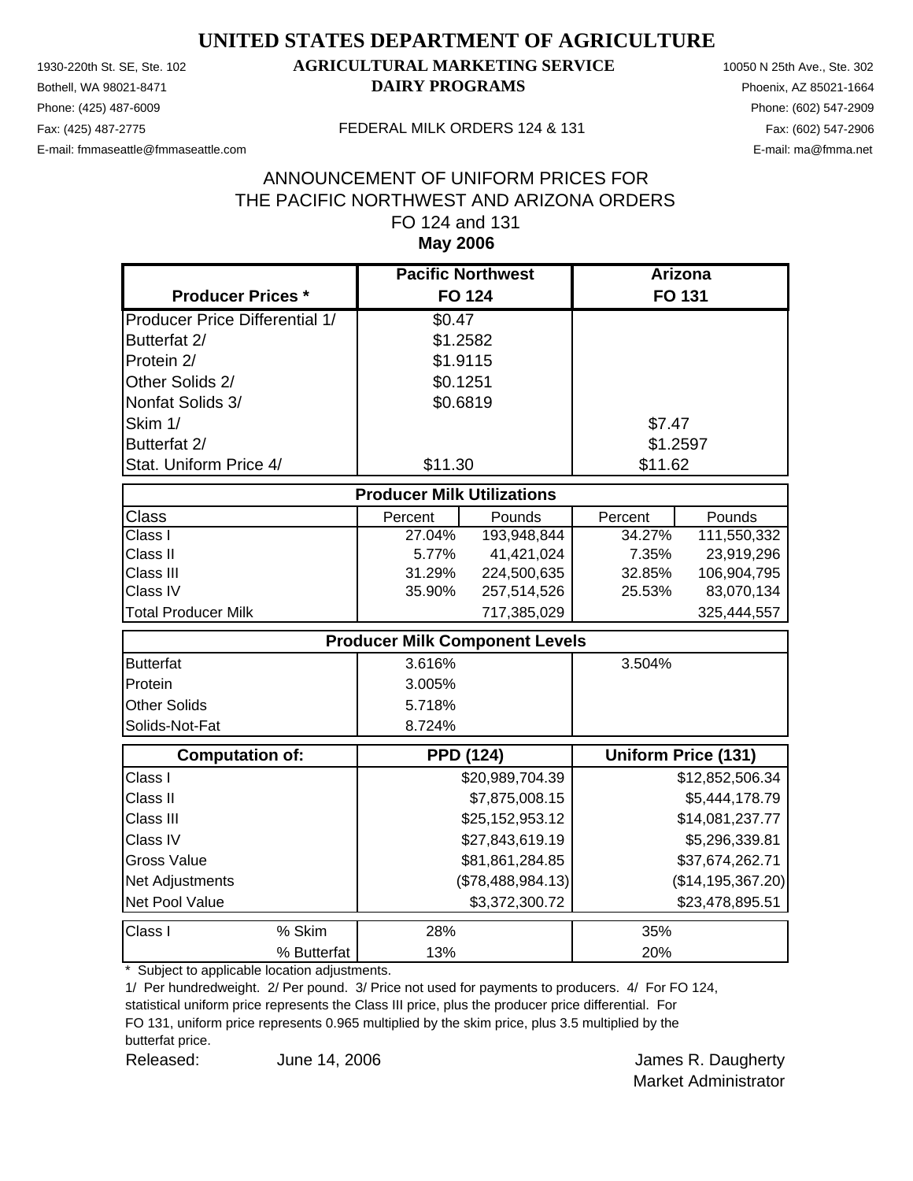# UNITED STATES DEPARTMENT OF AGRICULTURE

## AGRICULTURAL MARKETING SERVICE
## DAIRY PROGRAMS

1930-220th St. SE, Ste. 102
Bothell, WA 98021-8471
Phone: (425) 487-6009
Fax: (425) 487-2775
E-mail: fmmaseattle@fmmaseattle.com

10050 N 25th Ave., Ste. 302
Phoenix, AZ 85021-1664
Phone: (602) 547-2909
Fax: (602) 547-2906
E-mail: ma@fmma.net

FEDERAL MILK ORDERS 124 & 131

ANNOUNCEMENT OF UNIFORM PRICES FOR
THE PACIFIC NORTHWEST AND ARIZONA ORDERS
FO 124 and 131
**May 2006**

| Producer Prices * | Pacific Northwest FO 124 | Arizona FO 131 |
|---|---|---|
| Producer Price Differential 1/ | $0.47 | |
| Butterfat 2/ | $1.2582 | |
| Protein 2/ | $1.9115 | |
| Other Solids 2/ | $0.1251 | |
| Nonfat Solids 3/ | $0.6819 | |
| Skim 1/ | | $7.47 |
| Butterfat 2/ | | $1.2597 |
| Stat. Uniform Price 4/ | $11.30 | $11.62 |

**Producer Milk Utilizations**

| Class | Percent | Pounds | Percent | Pounds |
|---|---|---|---|---|
| Class I | 27.04% | 193,948,844 | 34.27% | 111,550,332 |
| Class II | 5.77% | 41,421,024 | 7.35% | 23,919,296 |
| Class III | 31.29% | 224,500,635 | 32.85% | 106,904,795 |
| Class IV | 35.90% | 257,514,526 | 25.53% | 83,070,134 |
| Total Producer Milk | | 717,385,029 | | 325,444,557 |

**Producer Milk Component Levels**

| | FO 124 | FO 131 |
|---|---|---|
| Butterfat | 3.616% | 3.504% |
| Protein | 3.005% | |
| Other Solids | 5.718% | |
| Solids-Not-Fat | 8.724% | |

| Computation of: | PPD (124) | Uniform Price (131) |
|---|---|---|
| Class I | $20,989,704.39 | $12,852,506.34 |
| Class II | $7,875,008.15 | $5,444,178.79 |
| Class III | $25,152,953.12 | $14,081,237.77 |
| Class IV | $27,843,619.19 | $5,296,339.81 |
| Gross Value | $81,861,284.85 | $37,674,262.71 |
| Net Adjustments | ($78,488,984.13) | ($14,195,367.20) |
| Net Pool Value | $3,372,300.72 | $23,478,895.51 |

| Class I | | FO 124 | FO 131 |
|---|---|---|---|
| Class I | % Skim | 28% | 35% |
| | % Butterfat | 13% | 20% |

\* Subject to applicable location adjustments.

1/ Per hundredweight. 2/ Per pound. 3/ Price not used for payments to producers. 4/ For FO 124, statistical uniform price represents the Class III price, plus the producer price differential. For FO 131, uniform price represents 0.965 multiplied by the skim price, plus 3.5 multiplied by the butterfat price.

Released: June 14, 2006

James R. Daugherty
Market Administrator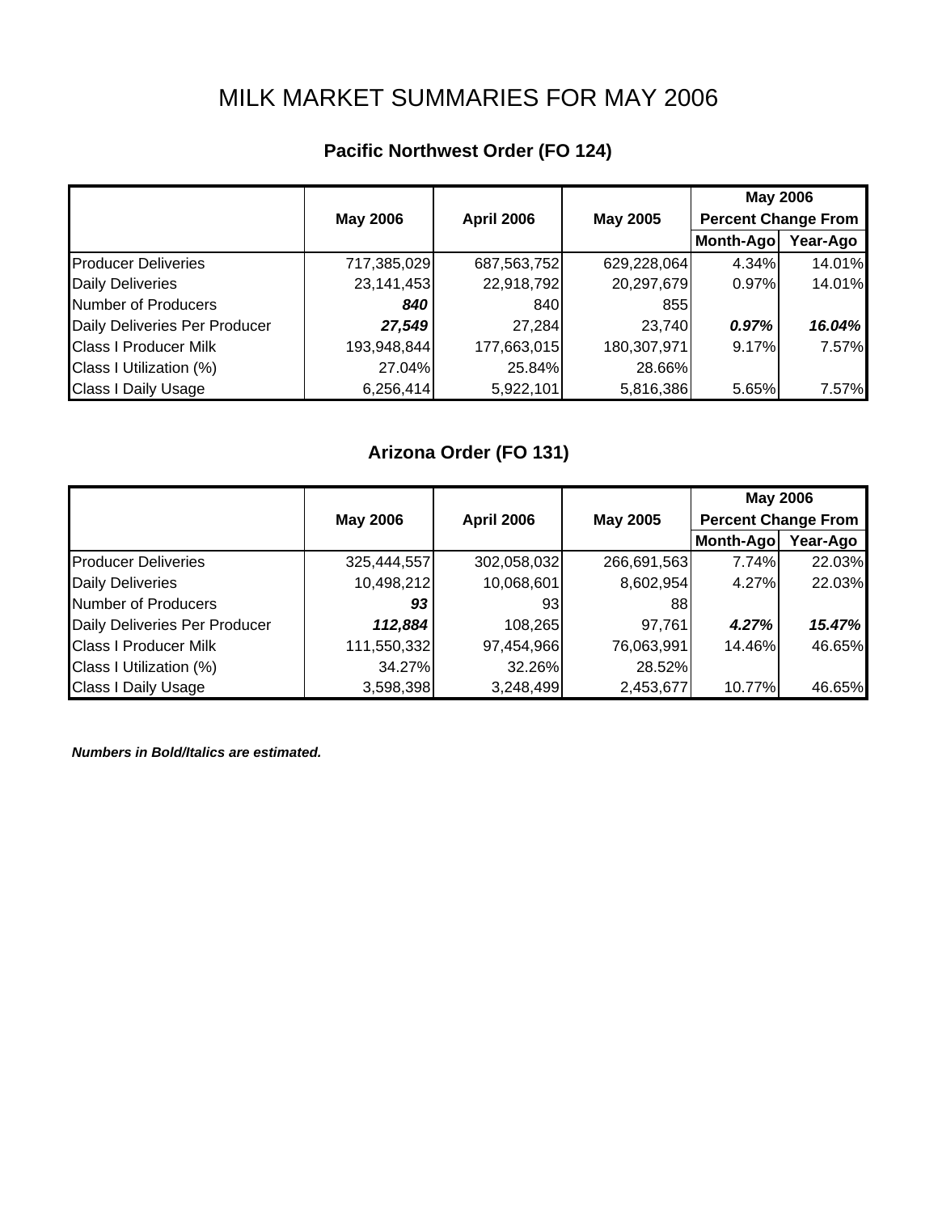# MILK MARKET SUMMARIES FOR MAY 2006

## Pacific Northwest Order (FO 124)

| | May 2006 | April 2006 | May 2005 | May 2006 Percent Change From | |
|---|---|---|---|---|---|
| | | | | Month-Ago | Year-Ago |
| Producer Deliveries | 717,385,029 | 687,563,752 | 629,228,064 | 4.34% | 14.01% |
| Daily Deliveries | 23,141,453 | 22,918,792 | 20,297,679 | 0.97% | 14.01% |
| Number of Producers | ***840*** | 840 | 855 | | |
| Daily Deliveries Per Producer | ***27,549*** | 27,284 | 23,740 | ***0.97%*** | ***16.04%*** |
| Class I Producer Milk | 193,948,844 | 177,663,015 | 180,307,971 | 9.17% | 7.57% |
| Class I Utilization (%) | 27.04% | 25.84% | 28.66% | | |
| Class I Daily Usage | 6,256,414 | 5,922,101 | 5,816,386 | 5.65% | 7.57% |

## Arizona Order (FO 131)

| | May 2006 | April 2006 | May 2005 | May 2006 Percent Change From | |
|---|---|---|---|---|---|
| | | | | Month-Ago | Year-Ago |
| Producer Deliveries | 325,444,557 | 302,058,032 | 266,691,563 | 7.74% | 22.03% |
| Daily Deliveries | 10,498,212 | 10,068,601 | 8,602,954 | 4.27% | 22.03% |
| Number of Producers | ***93*** | 93 | 88 | | |
| Daily Deliveries Per Producer | ***112,884*** | 108,265 | 97,761 | ***4.27%*** | ***15.47%*** |
| Class I Producer Milk | 111,550,332 | 97,454,966 | 76,063,991 | 14.46% | 46.65% |
| Class I Utilization (%) | 34.27% | 32.26% | 28.52% | | |
| Class I Daily Usage | 3,598,398 | 3,248,499 | 2,453,677 | 10.77% | 46.65% |

***Numbers in Bold/Italics are estimated.***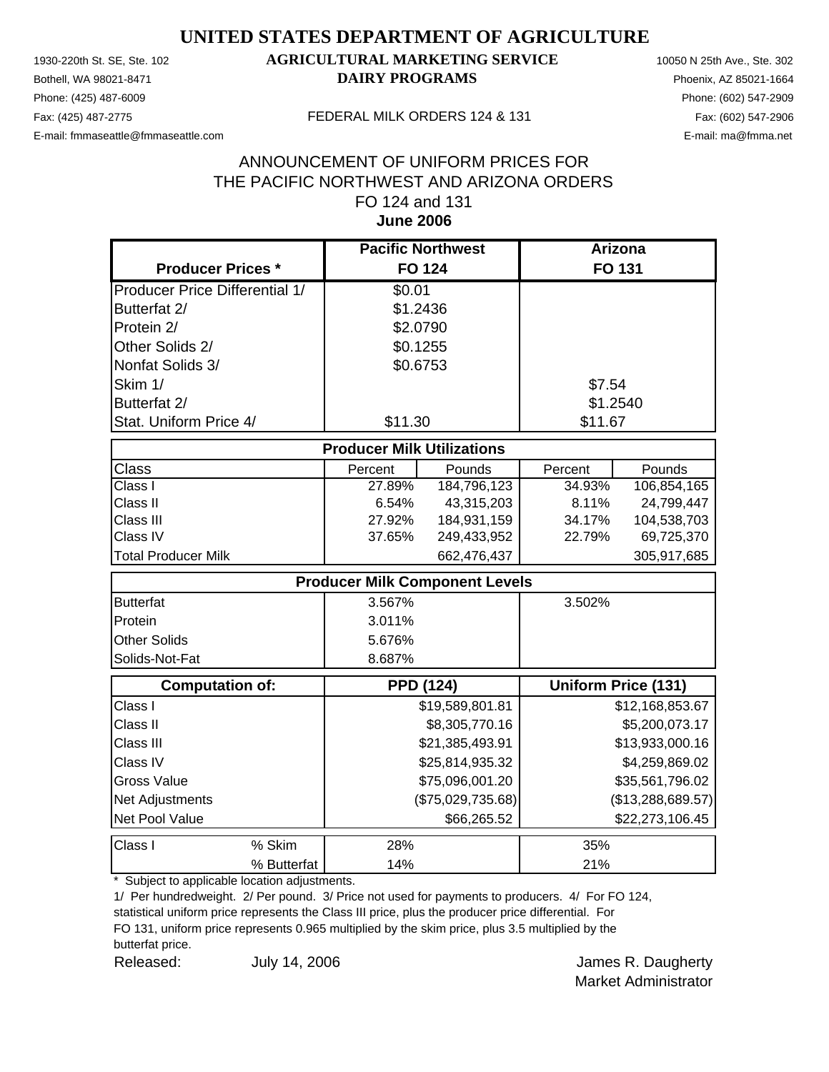# UNITED STATES DEPARTMENT OF AGRICULTURE

## AGRICULTURAL MARKETING SERVICE
## DAIRY PROGRAMS

1930-220th St. SE, Ste. 102
Bothell, WA 98021-8471
Phone: (425) 487-6009
Fax: (425) 487-2775
E-mail: fmmaseattle@fmmaseattle.com

10050 N 25th Ave., Ste. 302
Phoenix, AZ 85021-1664
Phone: (602) 547-2909
Fax: (602) 547-2906
E-mail: ma@fmma.net

FEDERAL MILK ORDERS 124 & 131

ANNOUNCEMENT OF UNIFORM PRICES FOR
THE PACIFIC NORTHWEST AND ARIZONA ORDERS
FO 124 and 131
**June 2006**

| Producer Prices * | Pacific Northwest FO 124 | Arizona FO 131 |
|---|---|---|
| Producer Price Differential 1/ | $0.01 | |
| Butterfat 2/ | $1.2436 | |
| Protein 2/ | $2.0790 | |
| Other Solids 2/ | $0.1255 | |
| Nonfat Solids 3/ | $0.6753 | |
| Skim 1/ | | $7.54 |
| Butterfat 2/ | | $1.2540 |
| Stat. Uniform Price 4/ | $11.30 | $11.67 |

| Producer Milk Utilizations | | | | |
|---|---|---|---|---|
| Class | Percent | Pounds | Percent | Pounds |
| Class I | 27.89% | 184,796,123 | 34.93% | 106,854,165 |
| Class II | 6.54% | 43,315,203 | 8.11% | 24,799,447 |
| Class III | 27.92% | 184,931,159 | 34.17% | 104,538,703 |
| Class IV | 37.65% | 249,433,952 | 22.79% | 69,725,370 |
| Total Producer Milk | | 662,476,437 | | 305,917,685 |

| Producer Milk Component Levels | | |
|---|---|---|
| Butterfat | 3.567% | 3.502% |
| Protein | 3.011% | |
| Other Solids | 5.676% | |
| Solids-Not-Fat | 8.687% | |

| Computation of: | PPD (124) | Uniform Price (131) |
|---|---|---|
| Class I | $19,589,801.81 | $12,168,853.67 |
| Class II | $8,305,770.16 | $5,200,073.17 |
| Class III | $21,385,493.91 | $13,933,000.16 |
| Class IV | $25,814,935.32 | $4,259,869.02 |
| Gross Value | $75,096,001.20 | $35,561,796.02 |
| Net Adjustments | ($75,029,735.68) | ($13,288,689.57) |
| Net Pool Value | $66,265.52 | $22,273,106.45 |

| Class I | | | |
|---|---|---|---|
| | % Skim | 28% | 35% |
| | % Butterfat | 14% | 21% |

\* Subject to applicable location adjustments.

1/ Per hundredweight. 2/ Per pound. 3/ Price not used for payments to producers. 4/ For FO 124, statistical uniform price represents the Class III price, plus the producer price differential. For FO 131, uniform price represents 0.965 multiplied by the skim price, plus 3.5 multiplied by the butterfat price.

Released: July 14, 2006

James R. Daugherty
Market Administrator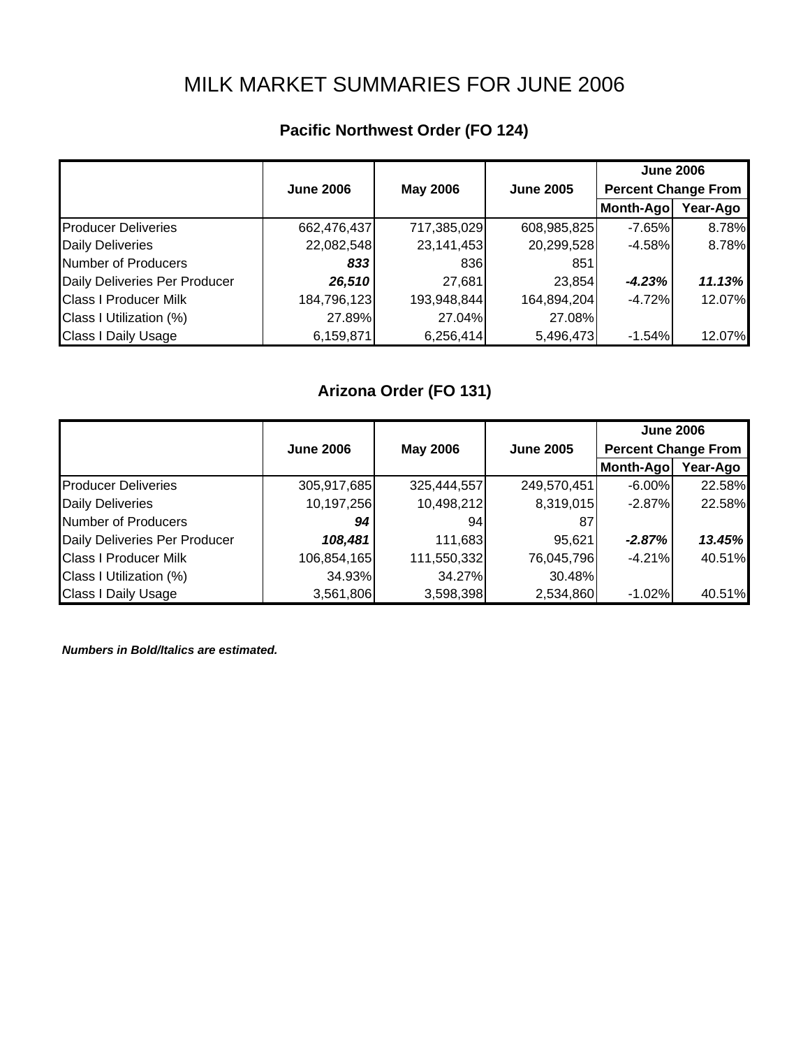# MILK MARKET SUMMARIES FOR JUNE 2006

## Pacific Northwest Order (FO 124)

| | June 2006 | May 2006 | June 2005 | June 2006 Percent Change From | |
|---|---|---|---|---|---|
| | | | | Month-Ago | Year-Ago |
| Producer Deliveries | 662,476,437 | 717,385,029 | 608,985,825 | -7.65% | 8.78% |
| Daily Deliveries | 22,082,548 | 23,141,453 | 20,299,528 | -4.58% | 8.78% |
| Number of Producers | ***833*** | 836 | 851 | | |
| Daily Deliveries Per Producer | ***26,510*** | 27,681 | 23,854 | ***-4.23%*** | ***11.13%*** |
| Class I Producer Milk | 184,796,123 | 193,948,844 | 164,894,204 | -4.72% | 12.07% |
| Class I Utilization (%) | 27.89% | 27.04% | 27.08% | | |
| Class I Daily Usage | 6,159,871 | 6,256,414 | 5,496,473 | -1.54% | 12.07% |

## Arizona Order (FO 131)

| | June 2006 | May 2006 | June 2005 | June 2006 Percent Change From | |
|---|---|---|---|---|---|
| | | | | Month-Ago | Year-Ago |
| Producer Deliveries | 305,917,685 | 325,444,557 | 249,570,451 | -6.00% | 22.58% |
| Daily Deliveries | 10,197,256 | 10,498,212 | 8,319,015 | -2.87% | 22.58% |
| Number of Producers | ***94*** | 94 | 87 | | |
| Daily Deliveries Per Producer | ***108,481*** | 111,683 | 95,621 | ***-2.87%*** | ***13.45%*** |
| Class I Producer Milk | 106,854,165 | 111,550,332 | 76,045,796 | -4.21% | 40.51% |
| Class I Utilization (%) | 34.93% | 34.27% | 30.48% | | |
| Class I Daily Usage | 3,561,806 | 3,598,398 | 2,534,860 | -1.02% | 40.51% |

***Numbers in Bold/Italics are estimated.***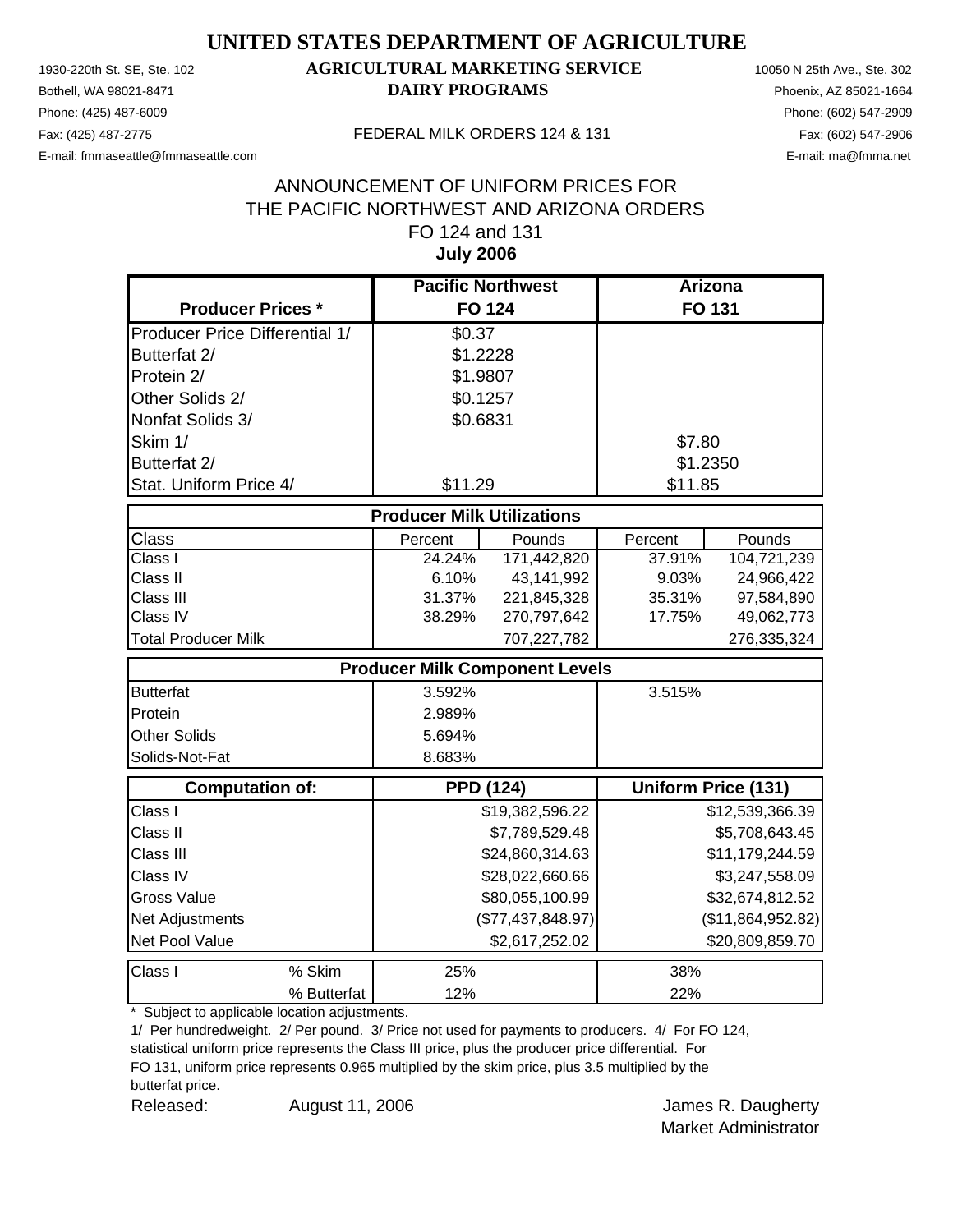# UNITED STATES DEPARTMENT OF AGRICULTURE

1930-220th St. SE, Ste. 102
Bothell, WA 98021-8471
Phone: (425) 487-6009
Fax: (425) 487-2775
E-mail: fmmaseattle@fmmaseattle.com

**AGRICULTURAL MARKETING SERVICE**
**DAIRY PROGRAMS**

FEDERAL MILK ORDERS 124 & 131

10050 N 25th Ave., Ste. 302
Phoenix, AZ 85021-1664
Phone: (602) 547-2909
Fax: (602) 547-2906
E-mail: ma@fmma.net

## ANNOUNCEMENT OF UNIFORM PRICES FOR THE PACIFIC NORTHWEST AND ARIZONA ORDERS FO 124 and 131
**July 2006**

| Producer Prices * | Pacific Northwest FO 124 | Arizona FO 131 |
|---|---|---|
| Producer Price Differential 1/ | $0.37 | |
| Butterfat 2/ | $1.2228 | |
| Protein 2/ | $1.9807 | |
| Other Solids 2/ | $0.1257 | |
| Nonfat Solids 3/ | $0.6831 | |
| Skim 1/ | | $7.80 |
| Butterfat 2/ | | $1.2350 |
| Stat. Uniform Price 4/ | $11.29 | $11.85 |

| Producer Milk Utilizations | | | | |
|---|---|---|---|---|
| Class | Percent | Pounds | Percent | Pounds |
| Class I | 24.24% | 171,442,820 | 37.91% | 104,721,239 |
| Class II | 6.10% | 43,141,992 | 9.03% | 24,966,422 |
| Class III | 31.37% | 221,845,328 | 35.31% | 97,584,890 |
| Class IV | 38.29% | 270,797,642 | 17.75% | 49,062,773 |
| Total Producer Milk | | 707,227,782 | | 276,335,324 |

| Producer Milk Component Levels | | |
|---|---|---|
| Butterfat | 3.592% | 3.515% |
| Protein | 2.989% | |
| Other Solids | 5.694% | |
| Solids-Not-Fat | 8.683% | |

| Computation of: | PPD (124) | Uniform Price (131) |
|---|---|---|
| Class I | $19,382,596.22 | $12,539,366.39 |
| Class II | $7,789,529.48 | $5,708,643.45 |
| Class III | $24,860,314.63 | $11,179,244.59 |
| Class IV | $28,022,660.66 | $3,247,558.09 |
| Gross Value | $80,055,100.99 | $32,674,812.52 |
| Net Adjustments | ($77,437,848.97) | ($11,864,952.82) |
| Net Pool Value | $2,617,252.02 | $20,809,859.70 |

| Class I | | PPD (124) | Uniform Price (131) |
|---|---|---|---|
| | % Skim | 25% | 38% |
| | % Butterfat | 12% | 22% |

\* Subject to applicable location adjustments.

1/ Per hundredweight. 2/ Per pound. 3/ Price not used for payments to producers. 4/ For FO 124, statistical uniform price represents the Class III price, plus the producer price differential. For FO 131, uniform price represents 0.965 multiplied by the skim price, plus 3.5 multiplied by the butterfat price.

Released: August 11, 2006

James R. Daugherty
Market Administrator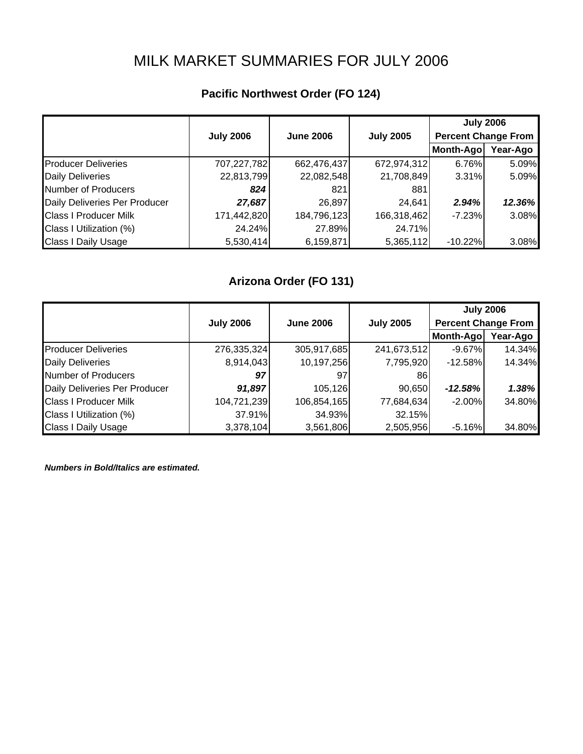# MILK MARKET SUMMARIES FOR JULY 2006

## Pacific Northwest Order (FO 124)

| | July 2006 | June 2006 | July 2005 | July 2006 Percent Change From | |
|---|---|---|---|---|---|
| | | | | Month-Ago | Year-Ago |
| Producer Deliveries | 707,227,782 | 662,476,437 | 672,974,312 | 6.76% | 5.09% |
| Daily Deliveries | 22,813,799 | 22,082,548 | 21,708,849 | 3.31% | 5.09% |
| Number of Producers | ***824*** | 821 | 881 | | |
| Daily Deliveries Per Producer | ***27,687*** | 26,897 | 24,641 | ***2.94%*** | ***12.36%*** |
| Class I Producer Milk | 171,442,820 | 184,796,123 | 166,318,462 | -7.23% | 3.08% |
| Class I Utilization (%) | 24.24% | 27.89% | 24.71% | | |
| Class I Daily Usage | 5,530,414 | 6,159,871 | 5,365,112 | -10.22% | 3.08% |

## Arizona Order (FO 131)

| | July 2006 | June 2006 | July 2005 | July 2006 Percent Change From | |
|---|---|---|---|---|---|
| | | | | Month-Ago | Year-Ago |
| Producer Deliveries | 276,335,324 | 305,917,685 | 241,673,512 | -9.67% | 14.34% |
| Daily Deliveries | 8,914,043 | 10,197,256 | 7,795,920 | -12.58% | 14.34% |
| Number of Producers | ***97*** | 97 | 86 | | |
| Daily Deliveries Per Producer | ***91,897*** | 105,126 | 90,650 | ***-12.58%*** | ***1.38%*** |
| Class I Producer Milk | 104,721,239 | 106,854,165 | 77,684,634 | -2.00% | 34.80% |
| Class I Utilization (%) | 37.91% | 34.93% | 32.15% | | |
| Class I Daily Usage | 3,378,104 | 3,561,806 | 2,505,956 | -5.16% | 34.80% |

***Numbers in Bold/Italics are estimated.***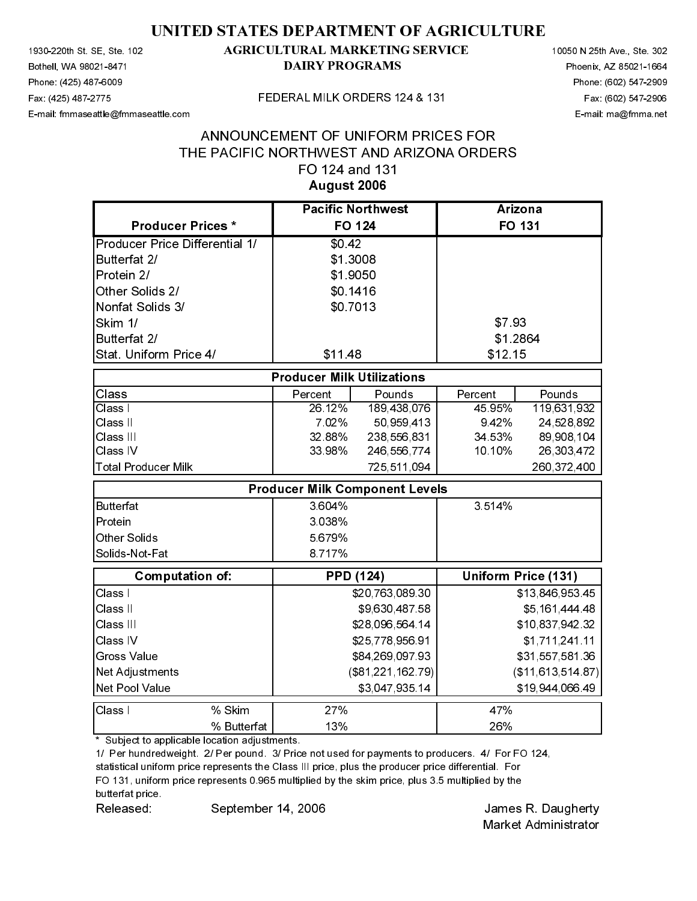# UNITED STATES DEPARTMENT OF AGRICULTURE

1930-220th St. SE, Ste. 102
Bothell, WA 98021-8471
Phone: (425) 487-6009
Fax: (425) 487-2775
E-mail: fmmaseattle@fmmaseattle.com

**AGRICULTURAL MARKETING SERVICE**
**DAIRY PROGRAMS**

FEDERAL MILK ORDERS 124 & 131

10050 N 25th Ave., Ste. 302
Phoenix, AZ 85021-1664
Phone: (602) 547-2909
Fax: (602) 547-2906
E-mail: ma@fmma.net

## ANNOUNCEMENT OF UNIFORM PRICES FOR THE PACIFIC NORTHWEST AND ARIZONA ORDERS FO 124 and 131

### August 2006

| Producer Prices * | Pacific Northwest FO 124 | Arizona FO 131 |
|---|---|---|
| Producer Price Differential 1/ | $0.42 | |
| Butterfat 2/ | $1.3008 | |
| Protein 2/ | $1.9050 | |
| Other Solids 2/ | $0.1416 | |
| Nonfat Solids 3/ | $0.7013 | |
| Skim 1/ | | $7.93 |
| Butterfat 2/ | | $1.2864 |
| Stat. Uniform Price 4/ | $11.48 | $12.15 |

| Producer Milk Utilizations | | | | |
|---|---|---|---|---|
| Class | Percent | Pounds | Percent | Pounds |
| Class I | 26.12% | 189,438,076 | 45.95% | 119,631,932 |
| Class II | 7.02% | 50,959,413 | 9.42% | 24,528,892 |
| Class III | 32.88% | 238,556,831 | 34.53% | 89,908,104 |
| Class IV | 33.98% | 246,556,774 | 10.10% | 26,303,472 |
| Total Producer Milk | | 725,511,094 | | 260,372,400 |

| Producer Milk Component Levels | | |
|---|---|---|
| Butterfat | 3.604% | 3.514% |
| Protein | 3.038% | |
| Other Solids | 5.679% | |
| Solids-Not-Fat | 8.717% | |

| Computation of: | PPD (124) | Uniform Price (131) |
|---|---|---|
| Class I | $20,763,089.30 | $13,846,953.45 |
| Class II | $9,630,487.58 | $5,161,444.48 |
| Class III | $28,096,564.14 | $10,837,942.32 |
| Class IV | $25,778,956.91 | $1,711,241.11 |
| Gross Value | $84,269,097.93 | $31,557,581.36 |
| Net Adjustments | ($81,221,162.79) | ($11,613,514.87) |
| Net Pool Value | $3,047,935.14 | $19,944,066.49 |

| Class I | | | |
|---|---|---|---|
| | % Skim | 27% | 47% |
| | % Butterfat | 13% | 26% |

\* Subject to applicable location adjustments.

1/ Per hundredweight. 2/ Per pound. 3/ Price not used for payments to producers. 4/ For FO 124, statistical uniform price represents the Class III price, plus the producer price differential. For FO 131, uniform price represents 0.965 multiplied by the skim price, plus 3.5 multiplied by the butterfat price.

Released: September 14, 2006

James R. Daugherty
Market Administrator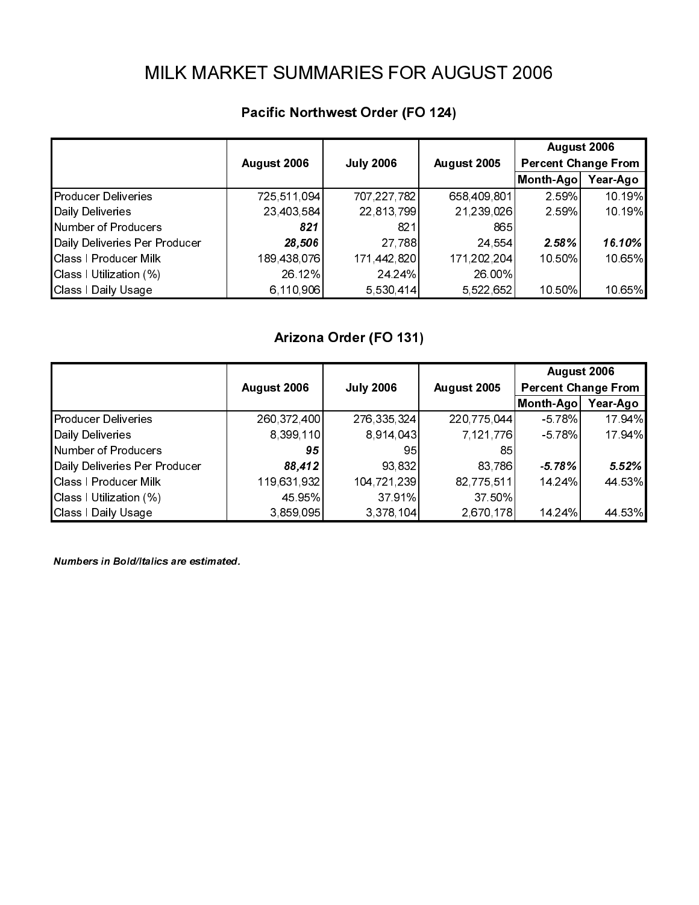# MILK MARKET SUMMARIES FOR AUGUST 2006

## Pacific Northwest Order (FO 124)

| | August 2006 | July 2006 | August 2005 | August 2006 Percent Change From | |
|---|---|---|---|---|---|
| | | | | Month-Ago | Year-Ago |
| Producer Deliveries | 725,511,094 | 707,227,782 | 658,409,801 | 2.59% | 10.19% |
| Daily Deliveries | 23,403,584 | 22,813,799 | 21,239,026 | 2.59% | 10.19% |
| Number of Producers | ***821*** | 821 | 865 | | |
| Daily Deliveries Per Producer | ***28,506*** | 27,788 | 24,554 | ***2.58%*** | ***16.10%*** |
| Class I Producer Milk | 189,438,076 | 171,442,820 | 171,202,204 | 10.50% | 10.65% |
| Class I Utilization (%) | 26.12% | 24.24% | 26.00% | | |
| Class I Daily Usage | 6,110,906 | 5,530,414 | 5,522,652 | 10.50% | 10.65% |

## Arizona Order (FO 131)

| | August 2006 | July 2006 | August 2005 | August 2006 Percent Change From | |
|---|---|---|---|---|---|
| | | | | Month-Ago | Year-Ago |
| Producer Deliveries | 260,372,400 | 276,335,324 | 220,775,044 | -5.78% | 17.94% |
| Daily Deliveries | 8,399,110 | 8,914,043 | 7,121,776 | -5.78% | 17.94% |
| Number of Producers | ***95*** | 95 | 85 | | |
| Daily Deliveries Per Producer | ***88,412*** | 93,832 | 83,786 | ***-5.78%*** | ***5.52%*** |
| Class I Producer Milk | 119,631,932 | 104,721,239 | 82,775,511 | 14.24% | 44.53% |
| Class I Utilization (%) | 45.95% | 37.91% | 37.50% | | |
| Class I Daily Usage | 3,859,095 | 3,378,104 | 2,670,178 | 14.24% | 44.53% |

***Numbers in Bold/Italics are estimated.***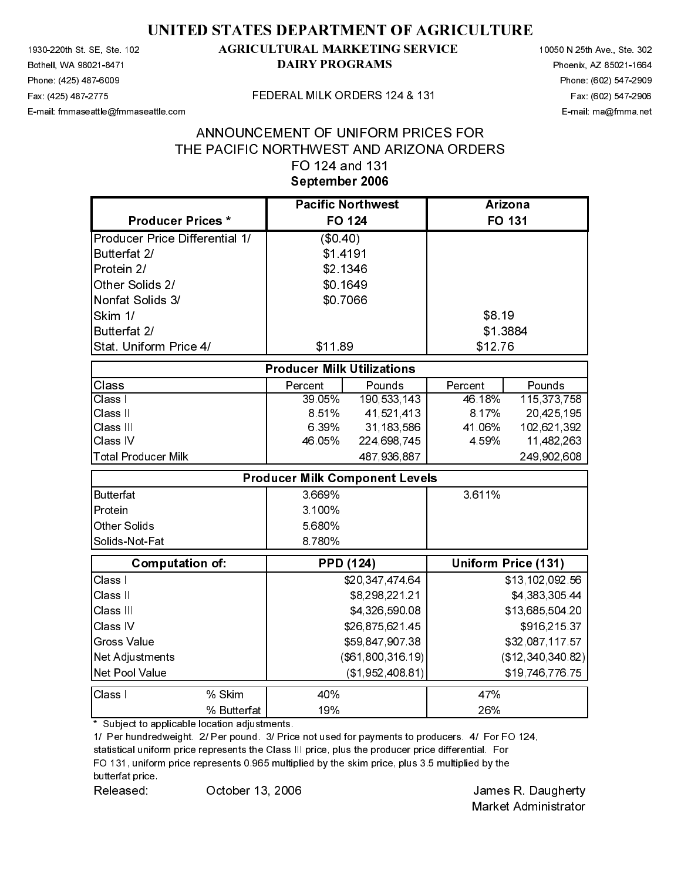# UNITED STATES DEPARTMENT OF AGRICULTURE

1930-220th St. SE, Ste. 102
Bothell, WA 98021-8471
Phone: (425) 487-6009
Fax: (425) 487-2775
E-mail: fmmaseattle@fmmaseattle.com

**AGRICULTURAL MARKETING SERVICE**
**DAIRY PROGRAMS**

FEDERAL MILK ORDERS 124 & 131

10050 N 25th Ave., Ste. 302
Phoenix, AZ 85021-1664
Phone: (602) 547-2909
Fax: (602) 547-2906
E-mail: ma@fmma.net

## ANNOUNCEMENT OF UNIFORM PRICES FOR THE PACIFIC NORTHWEST AND ARIZONA ORDERS FO 124 and 131

**September 2006**

| Producer Prices * | Pacific Northwest FO 124 | Arizona FO 131 |
|---|---|---|
| Producer Price Differential 1/ | ($0.40) | |
| Butterfat 2/ | $1.4191 | |
| Protein 2/ | $2.1346 | |
| Other Solids 2/ | $0.1649 | |
| Nonfat Solids 3/ | $0.7066 | |
| Skim 1/ | | $8.19 |
| Butterfat 2/ | | $1.3884 |
| Stat. Uniform Price 4/ | $11.89 | $12.76 |

| Producer Milk Utilizations | | | | |
|---|---|---|---|---|
| Class | Percent | Pounds | Percent | Pounds |
| Class I | 39.05% | 190,533,143 | 46.18% | 115,373,758 |
| Class II | 8.51% | 41,521,413 | 8.17% | 20,425,195 |
| Class III | 6.39% | 31,183,586 | 41.06% | 102,621,392 |
| Class IV | 46.05% | 224,698,745 | 4.59% | 11,482,263 |
| Total Producer Milk | | 487,936,887 | | 249,902,608 |

| Producer Milk Component Levels | | |
|---|---|---|
| Butterfat | 3.669% | 3.611% |
| Protein | 3.100% | |
| Other Solids | 5.680% | |
| Solids-Not-Fat | 8.780% | |

| Computation of: | PPD (124) | Uniform Price (131) |
|---|---|---|
| Class I | $20,347,474.64 | $13,102,092.56 |
| Class II | $8,298,221.21 | $4,383,305.44 |
| Class III | $4,326,590.08 | $13,685,504.20 |
| Class IV | $26,875,621.45 | $916,215.37 |
| Gross Value | $59,847,907.38 | $32,087,117.57 |
| Net Adjustments | ($61,800,316.19) | ($12,340,340.82) |
| Net Pool Value | ($1,952,408.81) | $19,746,776.75 |

| Class I | | 124 | 131 |
|---|---|---|---|
| | % Skim | 40% | 47% |
| | % Butterfat | 19% | 26% |

\* Subject to applicable location adjustments.

1/ Per hundredweight. 2/ Per pound. 3/ Price not used for payments to producers. 4/ For FO 124, statistical uniform price represents the Class III price, plus the producer price differential. For FO 131, uniform price represents 0.965 multiplied by the skim price, plus 3.5 multiplied by the butterfat price.

Released: October 13, 2006

James R. Daugherty
Market Administrator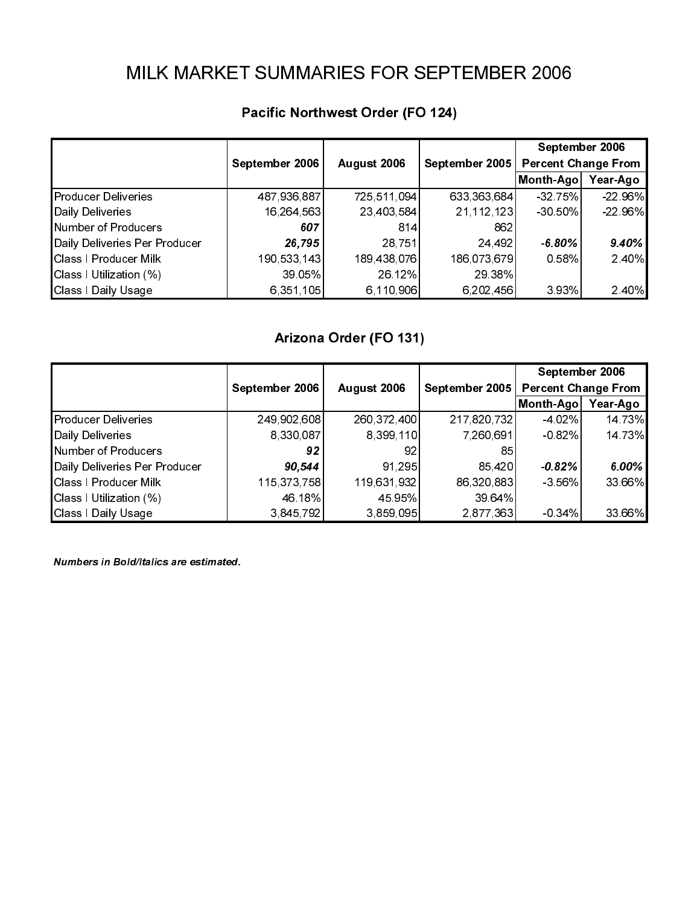# MILK MARKET SUMMARIES FOR SEPTEMBER 2006

## Pacific Northwest Order (FO 124)

| | September 2006 | August 2006 | September 2005 | September 2006 Percent Change From | |
|---|---|---|---|---|---|
| | | | | Month-Ago | Year-Ago |
| Producer Deliveries | 487,936,887 | 725,511,094 | 633,363,684 | -32.75% | -22.96% |
| Daily Deliveries | 16,264,563 | 23,403,584 | 21,112,123 | -30.50% | -22.96% |
| Number of Producers | ***607*** | 814 | 862 | | |
| Daily Deliveries Per Producer | ***26,795*** | 28,751 | 24,492 | ***-6.80%*** | ***9.40%*** |
| Class I Producer Milk | 190,533,143 | 189,438,076 | 186,073,679 | 0.58% | 2.40% |
| Class I Utilization (%) | 39.05% | 26.12% | 29.38% | | |
| Class I Daily Usage | 6,351,105 | 6,110,906 | 6,202,456 | 3.93% | 2.40% |

## Arizona Order (FO 131)

| | September 2006 | August 2006 | September 2005 | September 2006 Percent Change From | |
|---|---|---|---|---|---|
| | | | | Month-Ago | Year-Ago |
| Producer Deliveries | 249,902,608 | 260,372,400 | 217,820,732 | -4.02% | 14.73% |
| Daily Deliveries | 8,330,087 | 8,399,110 | 7,260,691 | -0.82% | 14.73% |
| Number of Producers | ***92*** | 92 | 85 | | |
| Daily Deliveries Per Producer | ***90,544*** | 91,295 | 85,420 | ***-0.82%*** | ***6.00%*** |
| Class I Producer Milk | 115,373,758 | 119,631,932 | 86,320,883 | -3.56% | 33.66% |
| Class I Utilization (%) | 46.18% | 45.95% | 39.64% | | |
| Class I Daily Usage | 3,845,792 | 3,859,095 | 2,877,363 | -0.34% | 33.66% |

***Numbers in Bold/Italics are estimated.***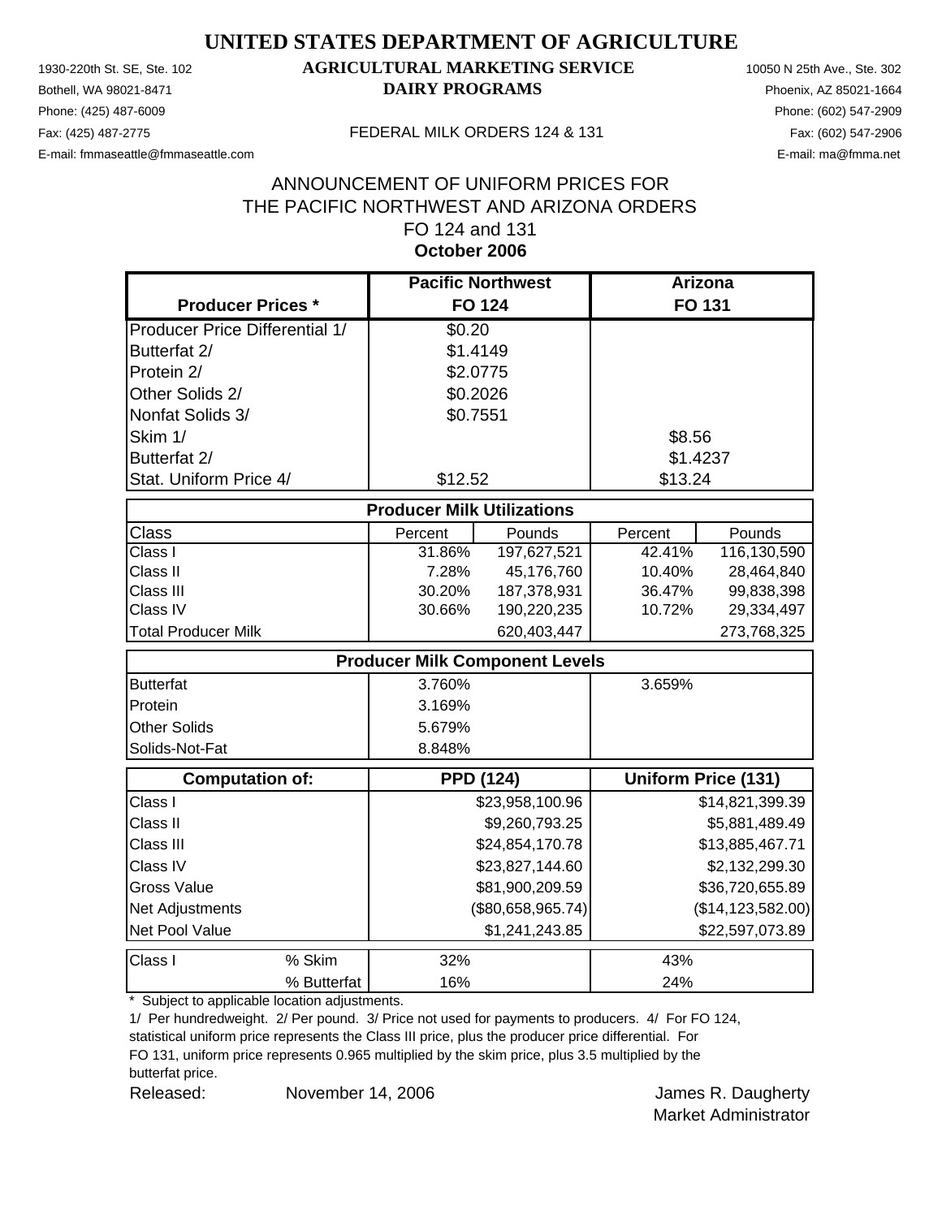# UNITED STATES DEPARTMENT OF AGRICULTURE

## AGRICULTURAL MARKETING SERVICE
## DAIRY PROGRAMS

1930-220th St. SE, Ste. 102
Bothell, WA 98021-8471
Phone: (425) 487-6009
Fax: (425) 487-2775
E-mail: fmmaseattle@fmmaseattle.com

10050 N 25th Ave., Ste. 302
Phoenix, AZ 85021-1664
Phone: (602) 547-2909
Fax: (602) 547-2906
E-mail: ma@fmma.net

FEDERAL MILK ORDERS 124 & 131

ANNOUNCEMENT OF UNIFORM PRICES FOR
THE PACIFIC NORTHWEST AND ARIZONA ORDERS
FO 124 and 131
**October 2006**

| Producer Prices * | Pacific Northwest FO 124 | | Arizona FO 131 | |
|---|---|---|---|---|
| Producer Price Differential 1/ | $0.20 | | | |
| Butterfat 2/ | $1.4149 | | | |
| Protein 2/ | $2.0775 | | | |
| Other Solids 2/ | $0.2026 | | | |
| Nonfat Solids 3/ | $0.7551 | | | |
| Skim 1/ | | | $8.56 | |
| Butterfat 2/ | | | $1.4237 | |
| Stat. Uniform Price 4/ | $12.52 | | $13.24 | |
| **Producer Milk Utilizations** | | | | |
| Class | Percent | Pounds | Percent | Pounds |
| Class I | 31.86% | 197,627,521 | 42.41% | 116,130,590 |
| Class II | 7.28% | 45,176,760 | 10.40% | 28,464,840 |
| Class III | 30.20% | 187,378,931 | 36.47% | 99,838,398 |
| Class IV | 30.66% | 190,220,235 | 10.72% | 29,334,497 |
| Total Producer Milk | | 620,403,447 | | 273,768,325 |
| **Producer Milk Component Levels** | | | | |
| Butterfat | 3.760% | | 3.659% | |
| Protein | 3.169% | | | |
| Other Solids | 5.679% | | | |
| Solids-Not-Fat | 8.848% | | | |
| **Computation of:** | **PPD (124)** | | **Uniform Price (131)** | |
| Class I | | $23,958,100.96 | | $14,821,399.39 |
| Class II | | $9,260,793.25 | | $5,881,489.49 |
| Class III | | $24,854,170.78 | | $13,885,467.71 |
| Class IV | | $23,827,144.60 | | $2,132,299.30 |
| Gross Value | | $81,900,209.59 | | $36,720,655.89 |
| Net Adjustments | | ($80,658,965.74) | | ($14,123,582.00) |
| Net Pool Value | | $1,241,243.85 | | $22,597,073.89 |
| Class I % Skim | 32% | | 43% | |
| Class I % Butterfat | 16% | | 24% | |

\* Subject to applicable location adjustments.

1/ Per hundredweight. 2/ Per pound. 3/ Price not used for payments to producers. 4/ For FO 124, statistical uniform price represents the Class III price, plus the producer price differential. For FO 131, uniform price represents 0.965 multiplied by the skim price, plus 3.5 multiplied by the butterfat price.

Released: November 14, 2006

James R. Daugherty
Market Administrator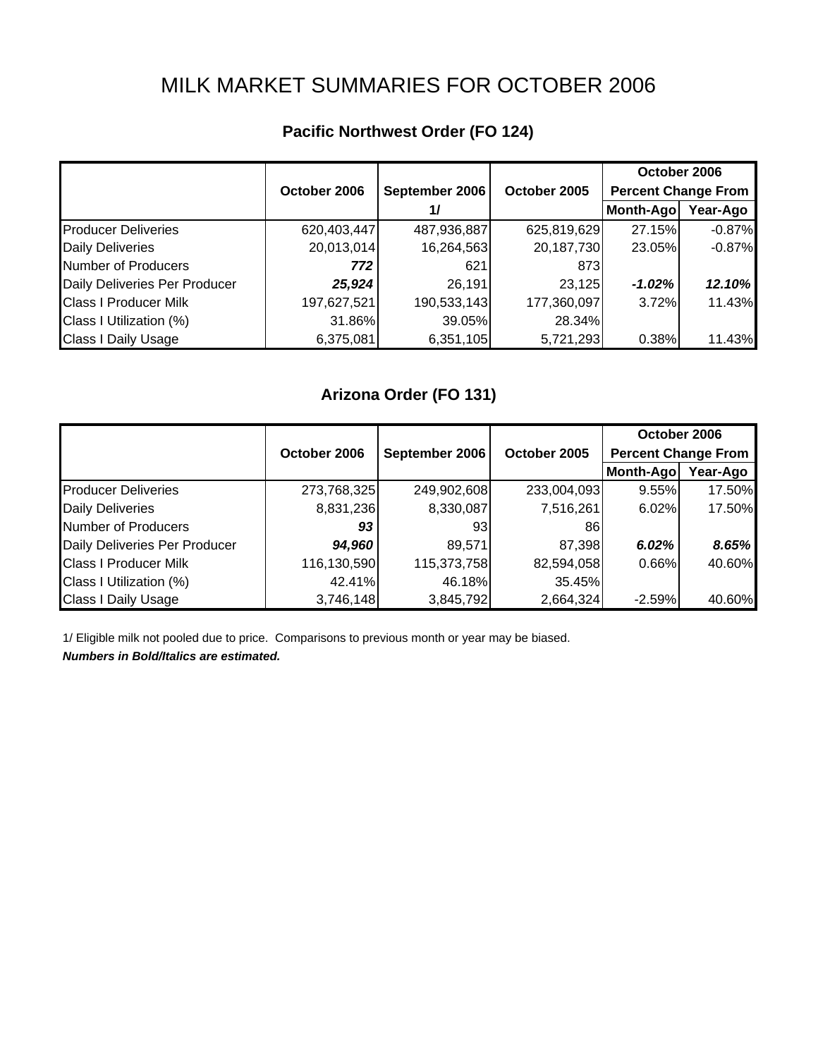# MILK MARKET SUMMARIES FOR OCTOBER 2006

## Pacific Northwest Order (FO 124)

| | October 2006 | September 2006 1/ | October 2005 | October 2006 Percent Change From Month-Ago | October 2006 Percent Change From Year-Ago |
|---|---|---|---|---|---|
| Producer Deliveries | 620,403,447 | 487,936,887 | 625,819,629 | 27.15% | -0.87% |
| Daily Deliveries | 20,013,014 | 16,264,563 | 20,187,730 | 23.05% | -0.87% |
| Number of Producers | ***772*** | 621 | 873 | | |
| Daily Deliveries Per Producer | ***25,924*** | 26,191 | 23,125 | ***-1.02%*** | ***12.10%*** |
| Class I Producer Milk | 197,627,521 | 190,533,143 | 177,360,097 | 3.72% | 11.43% |
| Class I Utilization (%) | 31.86% | 39.05% | 28.34% | | |
| Class I Daily Usage | 6,375,081 | 6,351,105 | 5,721,293 | 0.38% | 11.43% |

## Arizona Order (FO 131)

| | October 2006 | September 2006 | October 2005 | October 2006 Percent Change From Month-Ago | October 2006 Percent Change From Year-Ago |
|---|---|---|---|---|---|
| Producer Deliveries | 273,768,325 | 249,902,608 | 233,004,093 | 9.55% | 17.50% |
| Daily Deliveries | 8,831,236 | 8,330,087 | 7,516,261 | 6.02% | 17.50% |
| Number of Producers | ***93*** | 93 | 86 | | |
| Daily Deliveries Per Producer | ***94,960*** | 89,571 | 87,398 | ***6.02%*** | ***8.65%*** |
| Class I Producer Milk | 116,130,590 | 115,373,758 | 82,594,058 | 0.66% | 40.60% |
| Class I Utilization (%) | 42.41% | 46.18% | 35.45% | | |
| Class I Daily Usage | 3,746,148 | 3,845,792 | 2,664,324 | -2.59% | 40.60% |

1/ Eligible milk not pooled due to price. Comparisons to previous month or year may be biased.

***Numbers in Bold/Italics are estimated.***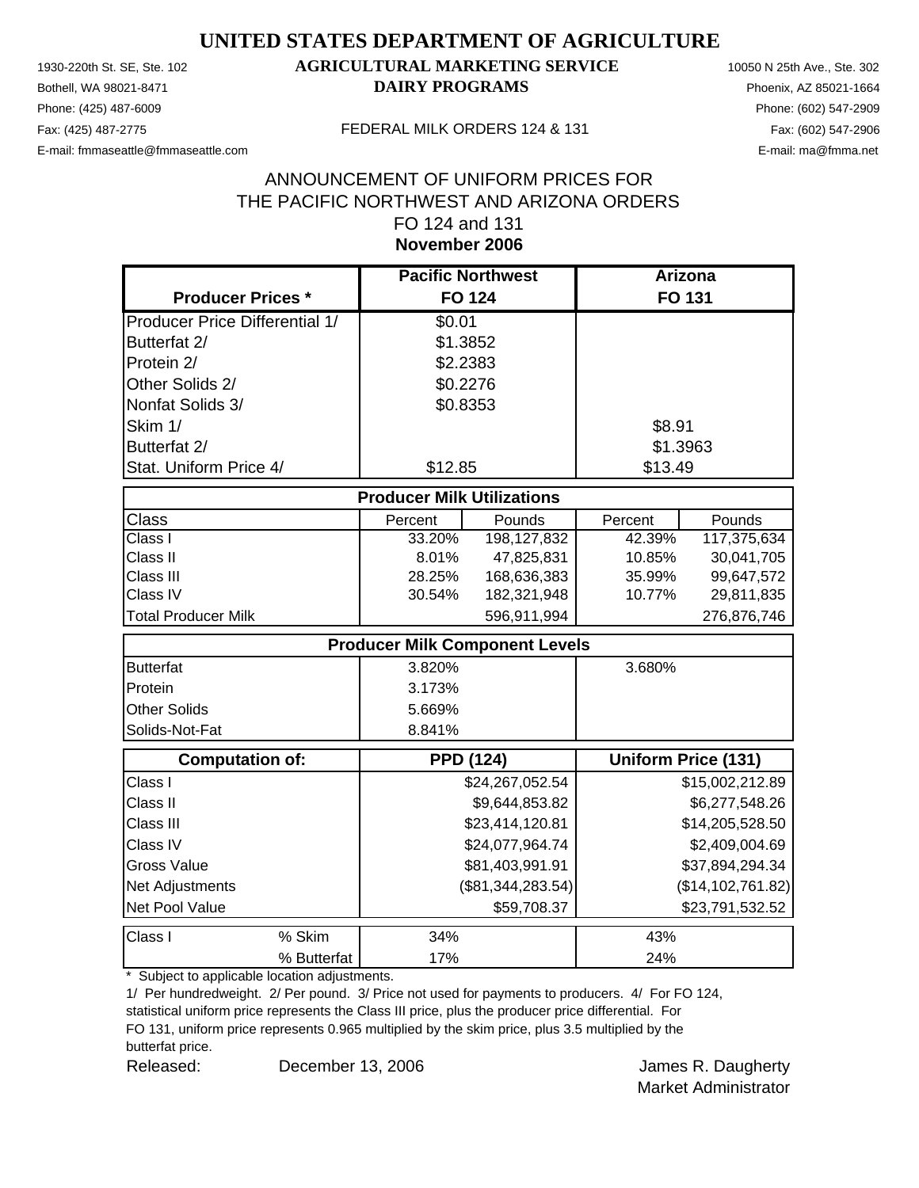# UNITED STATES DEPARTMENT OF AGRICULTURE

1930-220th St. SE, Ste. 102
Bothell, WA 98021-8471
Phone: (425) 487-6009
Fax: (425) 487-2775
E-mail: fmmaseattle@fmmaseattle.com

**AGRICULTURAL MARKETING SERVICE**
**DAIRY PROGRAMS**

FEDERAL MILK ORDERS 124 & 131

10050 N 25th Ave., Ste. 302
Phoenix, AZ 85021-1664
Phone: (602) 547-2909
Fax: (602) 547-2906
E-mail: ma@fmma.net

## ANNOUNCEMENT OF UNIFORM PRICES FOR THE PACIFIC NORTHWEST AND ARIZONA ORDERS FO 124 and 131
## November 2006

| Producer Prices * | Pacific Northwest FO 124 | | Arizona FO 131 | |
|---|---|---|---|---|
| Producer Price Differential 1/ | $0.01 | | | |
| Butterfat 2/ | $1.3852 | | | |
| Protein 2/ | $2.2383 | | | |
| Other Solids 2/ | $0.2276 | | | |
| Nonfat Solids 3/ | $0.8353 | | | |
| Skim 1/ | | | $8.91 | |
| Butterfat 2/ | | | $1.3963 | |
| Stat. Uniform Price 4/ | $12.85 | | $13.49 | |
| **Producer Milk Utilizations** | | | | |
| Class | Percent | Pounds | Percent | Pounds |
| Class I | 33.20% | 198,127,832 | 42.39% | 117,375,634 |
| Class II | 8.01% | 47,825,831 | 10.85% | 30,041,705 |
| Class III | 28.25% | 168,636,383 | 35.99% | 99,647,572 |
| Class IV | 30.54% | 182,321,948 | 10.77% | 29,811,835 |
| Total Producer Milk | | 596,911,994 | | 276,876,746 |
| **Producer Milk Component Levels** | | | | |
| Butterfat | 3.820% | | 3.680% | |
| Protein | 3.173% | | | |
| Other Solids | 5.669% | | | |
| Solids-Not-Fat | 8.841% | | | |
| **Computation of:** | **PPD (124)** | | **Uniform Price (131)** | |
| Class I | | $24,267,052.54 | | $15,002,212.89 |
| Class II | | $9,644,853.82 | | $6,277,548.26 |
| Class III | | $23,414,120.81 | | $14,205,528.50 |
| Class IV | | $24,077,964.74 | | $2,409,004.69 |
| Gross Value | | $81,403,991.91 | | $37,894,294.34 |
| Net Adjustments | | ($81,344,283.54) | | ($14,102,761.82) |
| Net Pool Value | | $59,708.37 | | $23,791,532.52 |
| Class I % Skim | 34% | | 43% | |
| % Butterfat | 17% | | 24% | |

\* Subject to applicable location adjustments.

1/ Per hundredweight. 2/ Per pound. 3/ Price not used for payments to producers. 4/ For FO 124, statistical uniform price represents the Class III price, plus the producer price differential. For FO 131, uniform price represents 0.965 multiplied by the skim price, plus 3.5 multiplied by the butterfat price.

Released: December 13, 2006

James R. Daugherty
Market Administrator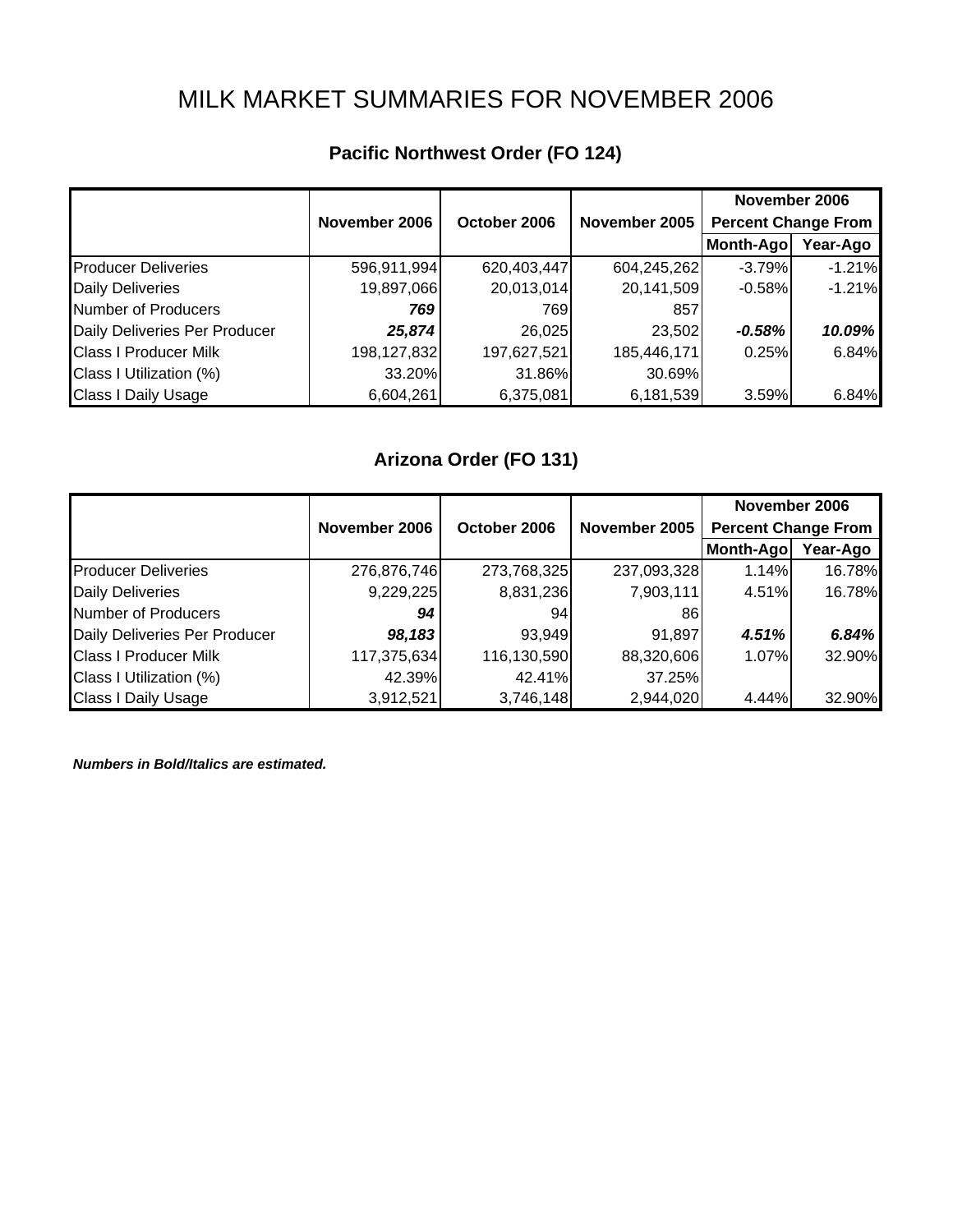# MILK MARKET SUMMARIES FOR NOVEMBER 2006

## Pacific Northwest Order (FO 124)

| | November 2006 | October 2006 | November 2005 | November 2006 Percent Change From | |
|---|---|---|---|---|---|
| | | | | Month-Ago | Year-Ago |
| Producer Deliveries | 596,911,994 | 620,403,447 | 604,245,262 | -3.79% | -1.21% |
| Daily Deliveries | 19,897,066 | 20,013,014 | 20,141,509 | -0.58% | -1.21% |
| Number of Producers | ***769*** | 769 | 857 | | |
| Daily Deliveries Per Producer | ***25,874*** | 26,025 | 23,502 | ***-0.58%*** | ***10.09%*** |
| Class I Producer Milk | 198,127,832 | 197,627,521 | 185,446,171 | 0.25% | 6.84% |
| Class I Utilization (%) | 33.20% | 31.86% | 30.69% | | |
| Class I Daily Usage | 6,604,261 | 6,375,081 | 6,181,539 | 3.59% | 6.84% |

## Arizona Order (FO 131)

| | November 2006 | October 2006 | November 2005 | November 2006 Percent Change From | |
|---|---|---|---|---|---|
| | | | | Month-Ago | Year-Ago |
| Producer Deliveries | 276,876,746 | 273,768,325 | 237,093,328 | 1.14% | 16.78% |
| Daily Deliveries | 9,229,225 | 8,831,236 | 7,903,111 | 4.51% | 16.78% |
| Number of Producers | ***94*** | 94 | 86 | | |
| Daily Deliveries Per Producer | ***98,183*** | 93,949 | 91,897 | ***4.51%*** | ***6.84%*** |
| Class I Producer Milk | 117,375,634 | 116,130,590 | 88,320,606 | 1.07% | 32.90% |
| Class I Utilization (%) | 42.39% | 42.41% | 37.25% | | |
| Class I Daily Usage | 3,912,521 | 3,746,148 | 2,944,020 | 4.44% | 32.90% |

***Numbers in Bold/Italics are estimated.***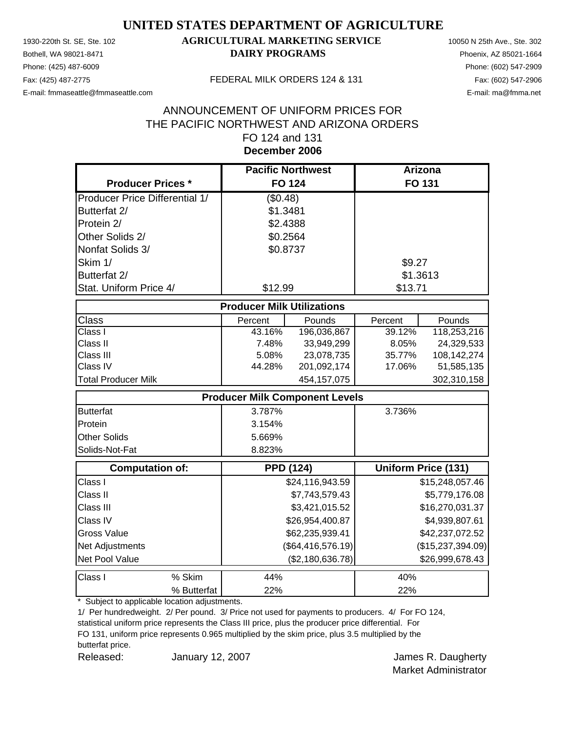# UNITED STATES DEPARTMENT OF AGRICULTURE

1930-220th St. SE, Ste. 102
Bothell, WA 98021-8471
Phone: (425) 487-6009
Fax: (425) 487-2775
E-mail: fmmaseattle@fmmaseattle.com

**AGRICULTURAL MARKETING SERVICE**
**DAIRY PROGRAMS**

FEDERAL MILK ORDERS 124 & 131

10050 N 25th Ave., Ste. 302
Phoenix, AZ 85021-1664
Phone: (602) 547-2909
Fax: (602) 547-2906
E-mail: ma@fmma.net

ANNOUNCEMENT OF UNIFORM PRICES FOR
THE PACIFIC NORTHWEST AND ARIZONA ORDERS
FO 124 and 131
**December 2006**

| **Producer Prices \*** | **Pacific Northwest FO 124** | | **Arizona FO 131** | |
|---|---|---|---|---|
| Producer Price Differential 1/ | ($0.48) | | | |
| Butterfat 2/ | $1.3481 | | | |
| Protein 2/ | $2.4388 | | | |
| Other Solids 2/ | $0.2564 | | | |
| Nonfat Solids 3/ | $0.8737 | | | |
| Skim 1/ | | | $9.27 | |
| Butterfat 2/ | | | $1.3613 | |
| Stat. Uniform Price 4/ | $12.99 | | $13.71 | |
| **Producer Milk Utilizations** | | | | |
| Class | Percent | Pounds | Percent | Pounds |
| Class I | 43.16% | 196,036,867 | 39.12% | 118,253,216 |
| Class II | 7.48% | 33,949,299 | 8.05% | 24,329,533 |
| Class III | 5.08% | 23,078,735 | 35.77% | 108,142,274 |
| Class IV | 44.28% | 201,092,174 | 17.06% | 51,585,135 |
| Total Producer Milk | | 454,157,075 | | 302,310,158 |
| **Producer Milk Component Levels** | | | | |
| Butterfat | 3.787% | | 3.736% | |
| Protein | 3.154% | | | |
| Other Solids | 5.669% | | | |
| Solids-Not-Fat | 8.823% | | | |
| **Computation of:** | **PPD (124)** | | **Uniform Price (131)** | |
| Class I | | $24,116,943.59 | | $15,248,057.46 |
| Class II | | $7,743,579.43 | | $5,779,176.08 |
| Class III | | $3,421,015.52 | | $16,270,031.37 |
| Class IV | | $26,954,400.87 | | $4,939,807.61 |
| Gross Value | | $62,235,939.41 | | $42,237,072.52 |
| Net Adjustments | | ($64,416,576.19) | | ($15,237,394.09) |
| Net Pool Value | | ($2,180,636.78) | | $26,999,678.43 |
| Class I % Skim | 44% | | 40% | |
| Class I % Butterfat | 22% | | 22% | |

\* Subject to applicable location adjustments.

1/ Per hundredweight. 2/ Per pound. 3/ Price not used for payments to producers. 4/ For FO 124, statistical uniform price represents the Class III price, plus the producer price differential. For FO 131, uniform price represents 0.965 multiplied by the skim price, plus 3.5 multiplied by the butterfat price.

Released: January 12, 2007

James R. Daugherty
Market Administrator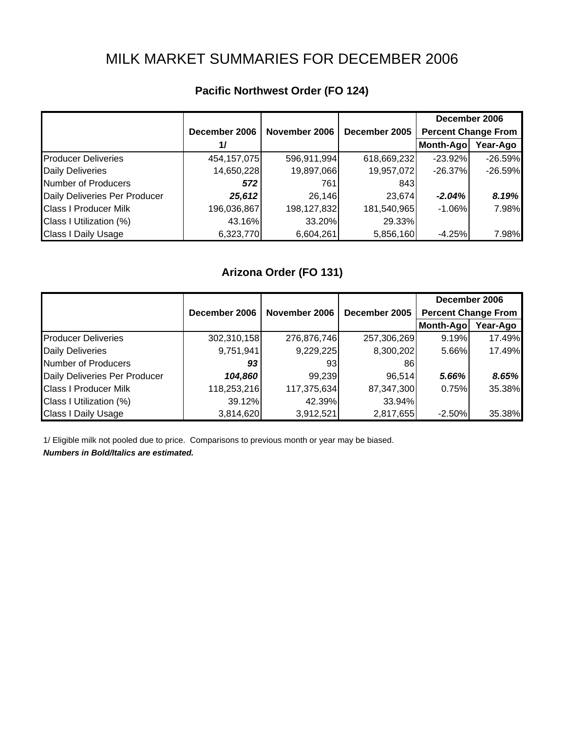# MILK MARKET SUMMARIES FOR DECEMBER 2006

## Pacific Northwest Order (FO 124)

| | December 2006 1/ | November 2006 | December 2005 | December 2006 Percent Change From Month-Ago | Year-Ago |
|---|---|---|---|---|---|
| Producer Deliveries | 454,157,075 | 596,911,994 | 618,669,232 | -23.92% | -26.59% |
| Daily Deliveries | 14,650,228 | 19,897,066 | 19,957,072 | -26.37% | -26.59% |
| Number of Producers | ***572*** | 761 | 843 | | |
| Daily Deliveries Per Producer | ***25,612*** | 26,146 | 23,674 | ***-2.04%*** | ***8.19%*** |
| Class I Producer Milk | 196,036,867 | 198,127,832 | 181,540,965 | -1.06% | 7.98% |
| Class I Utilization (%) | 43.16% | 33.20% | 29.33% | | |
| Class I Daily Usage | 6,323,770 | 6,604,261 | 5,856,160 | -4.25% | 7.98% |

## Arizona Order (FO 131)

| | December 2006 | November 2006 | December 2005 | December 2006 Percent Change From Month-Ago | Year-Ago |
|---|---|---|---|---|---|
| Producer Deliveries | 302,310,158 | 276,876,746 | 257,306,269 | 9.19% | 17.49% |
| Daily Deliveries | 9,751,941 | 9,229,225 | 8,300,202 | 5.66% | 17.49% |
| Number of Producers | ***93*** | 93 | 86 | | |
| Daily Deliveries Per Producer | ***104,860*** | 99,239 | 96,514 | ***5.66%*** | ***8.65%*** |
| Class I Producer Milk | 118,253,216 | 117,375,634 | 87,347,300 | 0.75% | 35.38% |
| Class I Utilization (%) | 39.12% | 42.39% | 33.94% | | |
| Class I Daily Usage | 3,814,620 | 3,912,521 | 2,817,655 | -2.50% | 35.38% |

1/ Eligible milk not pooled due to price. Comparisons to previous month or year may be biased.

***Numbers in Bold/Italics are estimated.***